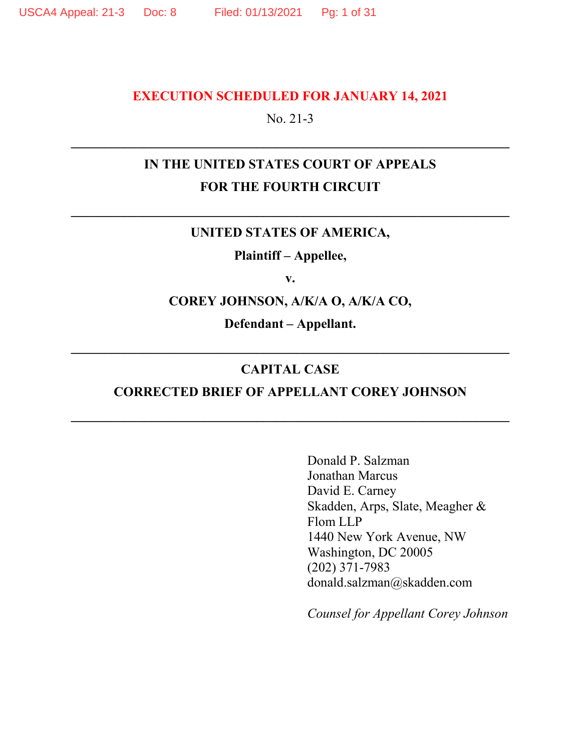**EXECUTION SCHEDULED FOR JANUARY 14, 2021**

No. 21-3

---

**IN THE UNITED STATES COURT OF APPEALS**
**FOR THE FOURTH CIRCUIT**

---

**UNITED STATES OF AMERICA,**

**Plaintiff – Appellee,**

**v.**

**COREY JOHNSON, A/K/A O, A/K/A CO,**

**Defendant – Appellant.**

---

**CAPITAL CASE**

**CORRECTED BRIEF OF APPELLANT COREY JOHNSON**

---

Donald P. Salzman
Jonathan Marcus
David E. Carney
Skadden, Arps, Slate, Meagher & Flom LLP
1440 New York Avenue, NW
Washington, DC 20005
(202) 371-7983
donald.salzman@skadden.com

*Counsel for Appellant Corey Johnson*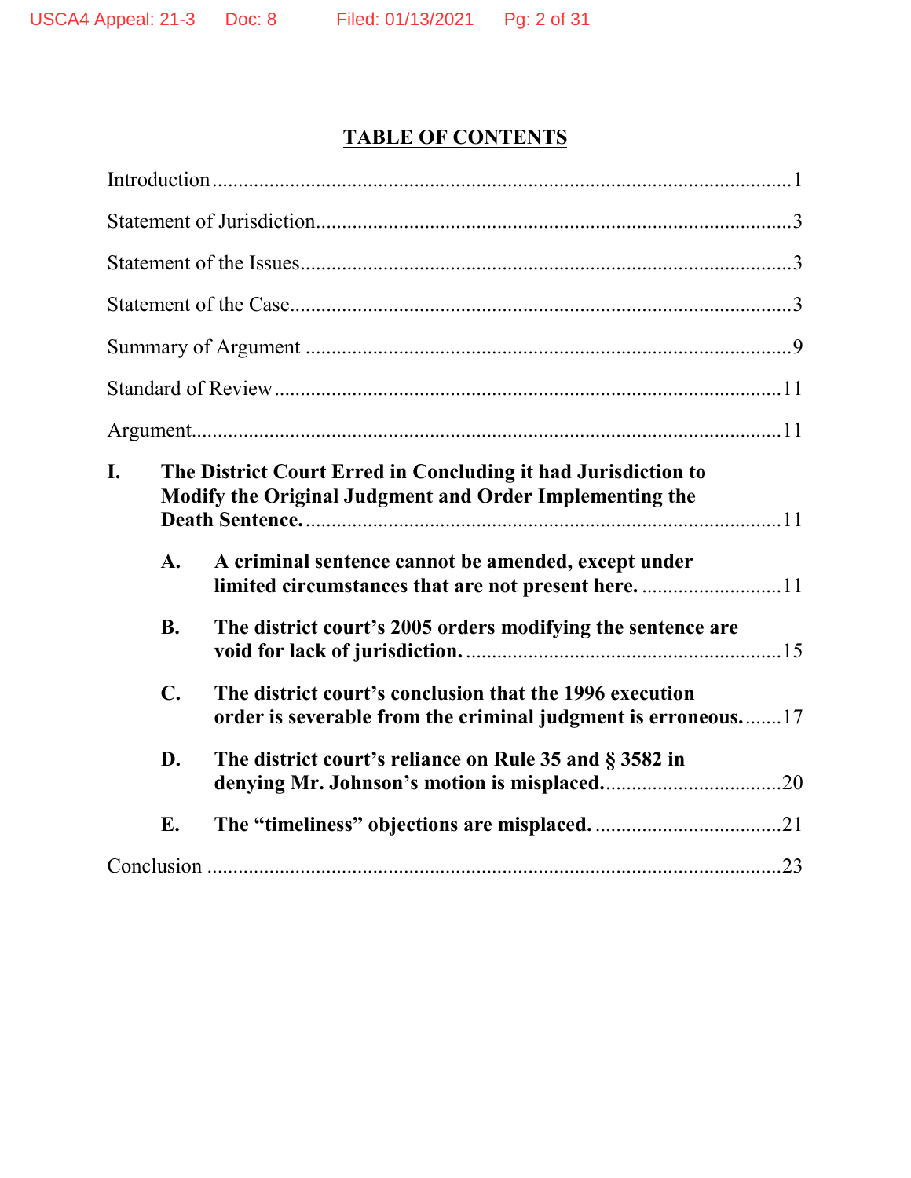# TABLE OF CONTENTS

Introduction .......................................................................................................1

Statement of Jurisdiction.......................................................................................3

Statement of the Issues..........................................................................................3

Statement of the Case............................................................................................3

Summary of Argument ..........................................................................................9

Standard of Review ..............................................................................................11

Argument..............................................................................................................11

**I. The District Court Erred in Concluding it had Jurisdiction to Modify the Original Judgment and Order Implementing the Death Sentence.** ..........................................................................11

- **A. A criminal sentence cannot be amended, except under limited circumstances that are not present here.** ...........................11
- **B. The district court's 2005 orders modifying the sentence are void for lack of jurisdiction.** ..........................................................15
- **C. The district court's conclusion that the 1996 execution order is severable from the criminal judgment is erroneous.** ........17
- **D. The district court's reliance on Rule 35 and § 3582 in denying Mr. Johnson's motion is misplaced.** ..................................20
- **E. The "timeliness" objections are misplaced.** ....................................21

Conclusion ...........................................................................................................23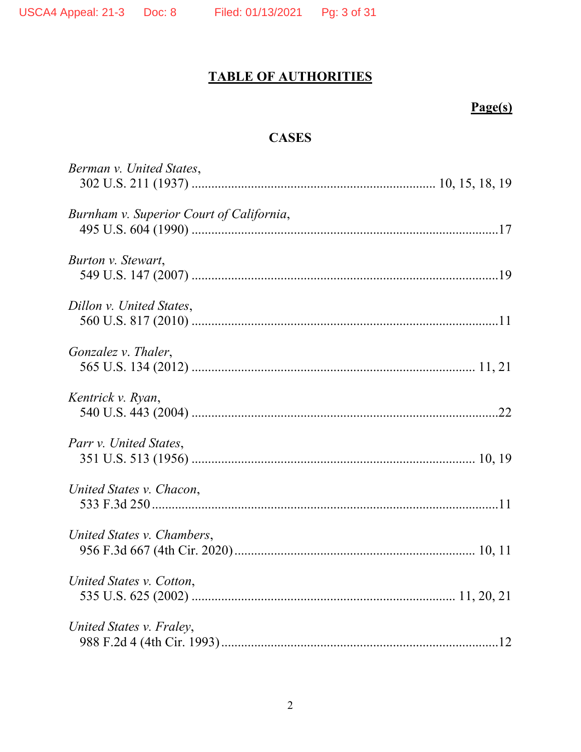# TABLE OF AUTHORITIES

**Page(s)**

## CASES

*Berman v. United States*,
302 U.S. 211 (1937) ........................................................................ 10, 15, 18, 19

*Burnham v. Superior Court of California*,
495 U.S. 604 (1990) ...........................................................................................17

*Burton v. Stewart*,
549 U.S. 147 (2007) ...........................................................................................19

*Dillon v. United States*,
560 U.S. 817 (2010) ...........................................................................................11

*Gonzalez v. Thaler*,
565 U.S. 134 (2012) ..................................................................................... 11, 21

*Kentrick v. Ryan*,
540 U.S. 443 (2004) ...........................................................................................22

*Parr v. United States*,
351 U.S. 513 (1956) ..................................................................................... 10, 19

*United States v. Chacon*,
533 F.3d 250 .......................................................................................................11

*United States v. Chambers*,
956 F.3d 667 (4th Cir. 2020) ........................................................................ 10, 11

*United States v. Cotton*,
535 U.S. 625 (2002) ............................................................................. 11, 20, 21

*United States v. Fraley*,
988 F.2d 4 (4th Cir. 1993) ..................................................................................12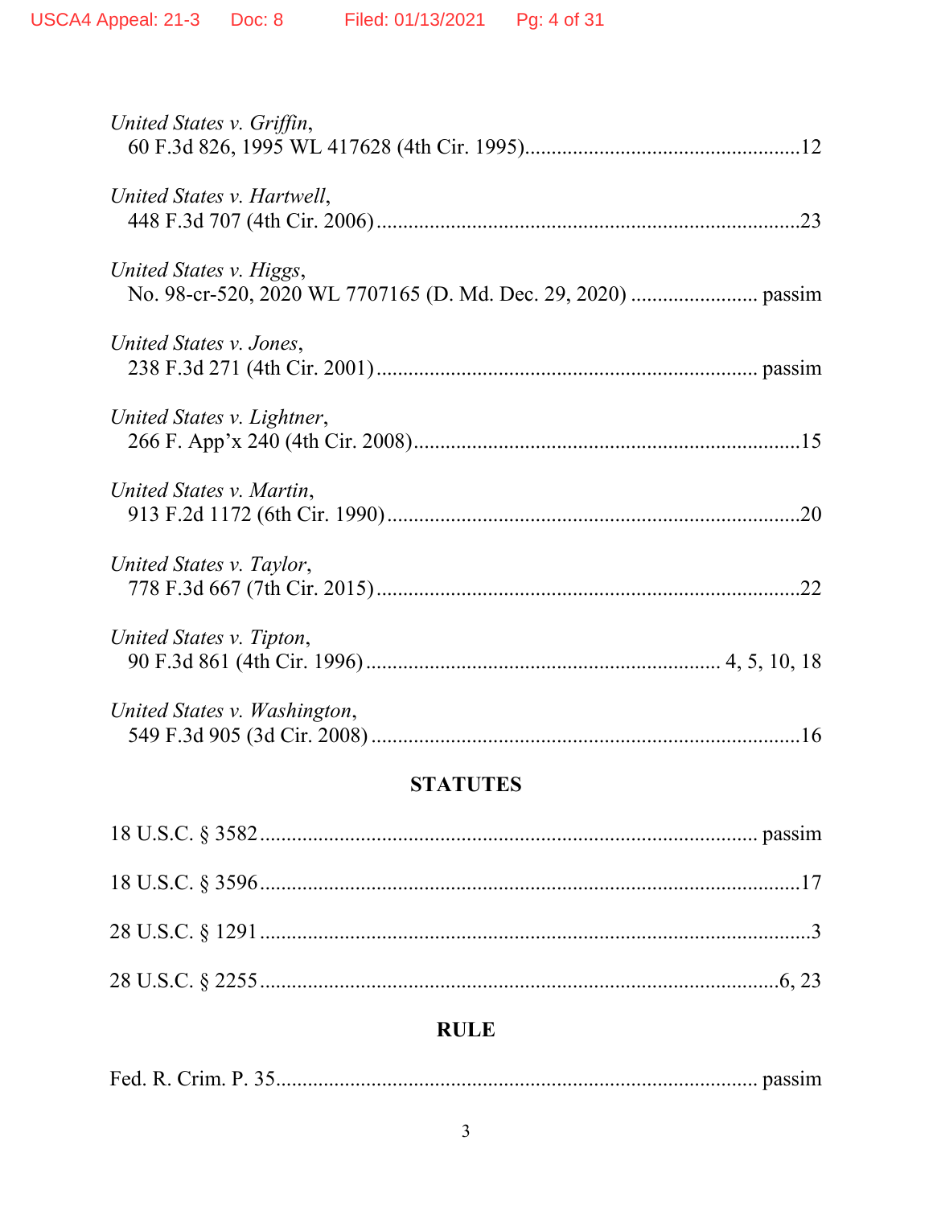*United States v. Griffin*,
60 F.3d 826, 1995 WL 417628 (4th Cir. 1995)....................................................12

*United States v. Hartwell*,
448 F.3d 707 (4th Cir. 2006)................................................................................23

*United States v. Higgs*,
No. 98-cr-520, 2020 WL 7707165 (D. Md. Dec. 29, 2020) ........................ passim

*United States v. Jones*,
238 F.3d 271 (4th Cir. 2001)....................................................................... passim

*United States v. Lightner*,
266 F. App'x 240 (4th Cir. 2008)........................................................................15

*United States v. Martin*,
913 F.2d 1172 (6th Cir. 1990)..............................................................................20

*United States v. Taylor*,
778 F.3d 667 (7th Cir. 2015)................................................................................22

*United States v. Tipton*,
90 F.3d 861 (4th Cir. 1996) .................................................................. 4, 5, 10, 18

*United States v. Washington*,
549 F.3d 905 (3d Cir. 2008) .................................................................................16

## STATUTES

18 U.S.C. § 3582 ............................................................................................ passim

18 U.S.C. § 3596 ......................................................................................................17

28 U.S.C. § 1291 ........................................................................................................3

28 U.S.C. § 2255 ..................................................................................................6, 23

## RULE

Fed. R. Crim. P. 35..................................................................................... passim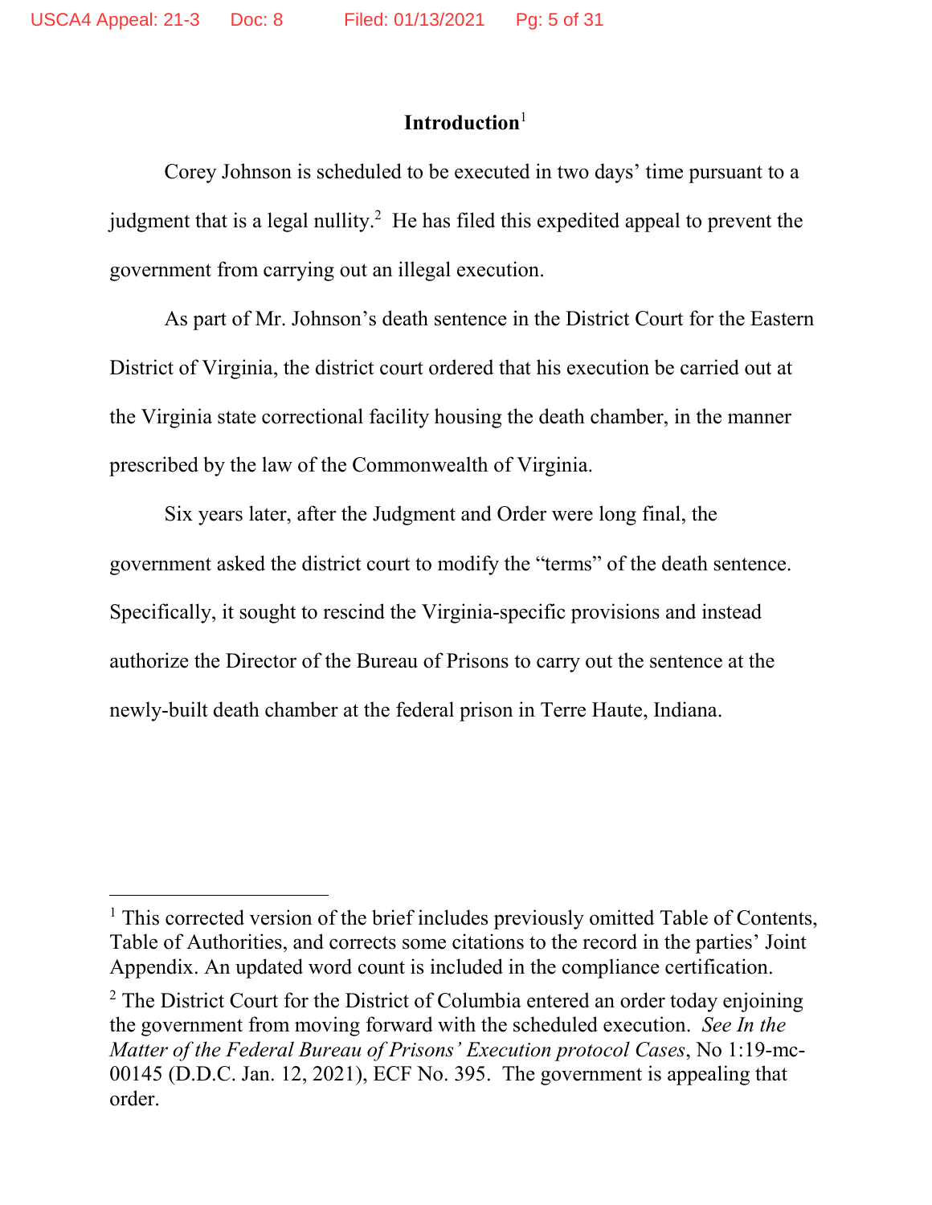## Introduction[1]

Corey Johnson is scheduled to be executed in two days' time pursuant to a judgment that is a legal nullity.[2] He has filed this expedited appeal to prevent the government from carrying out an illegal execution.

As part of Mr. Johnson's death sentence in the District Court for the Eastern District of Virginia, the district court ordered that his execution be carried out at the Virginia state correctional facility housing the death chamber, in the manner prescribed by the law of the Commonwealth of Virginia.

Six years later, after the Judgment and Order were long final, the government asked the district court to modify the "terms" of the death sentence. Specifically, it sought to rescind the Virginia-specific provisions and instead authorize the Director of the Bureau of Prisons to carry out the sentence at the newly-built death chamber at the federal prison in Terre Haute, Indiana.

---

[1] This corrected version of the brief includes previously omitted Table of Contents, Table of Authorities, and corrects some citations to the record in the parties' Joint Appendix. An updated word count is included in the compliance certification.

[2] The District Court for the District of Columbia entered an order today enjoining the government from moving forward with the scheduled execution. *See In the Matter of the Federal Bureau of Prisons' Execution protocol Cases*, No 1:19-mc-00145 (D.D.C. Jan. 12, 2021), ECF No. 395. The government is appealing that order.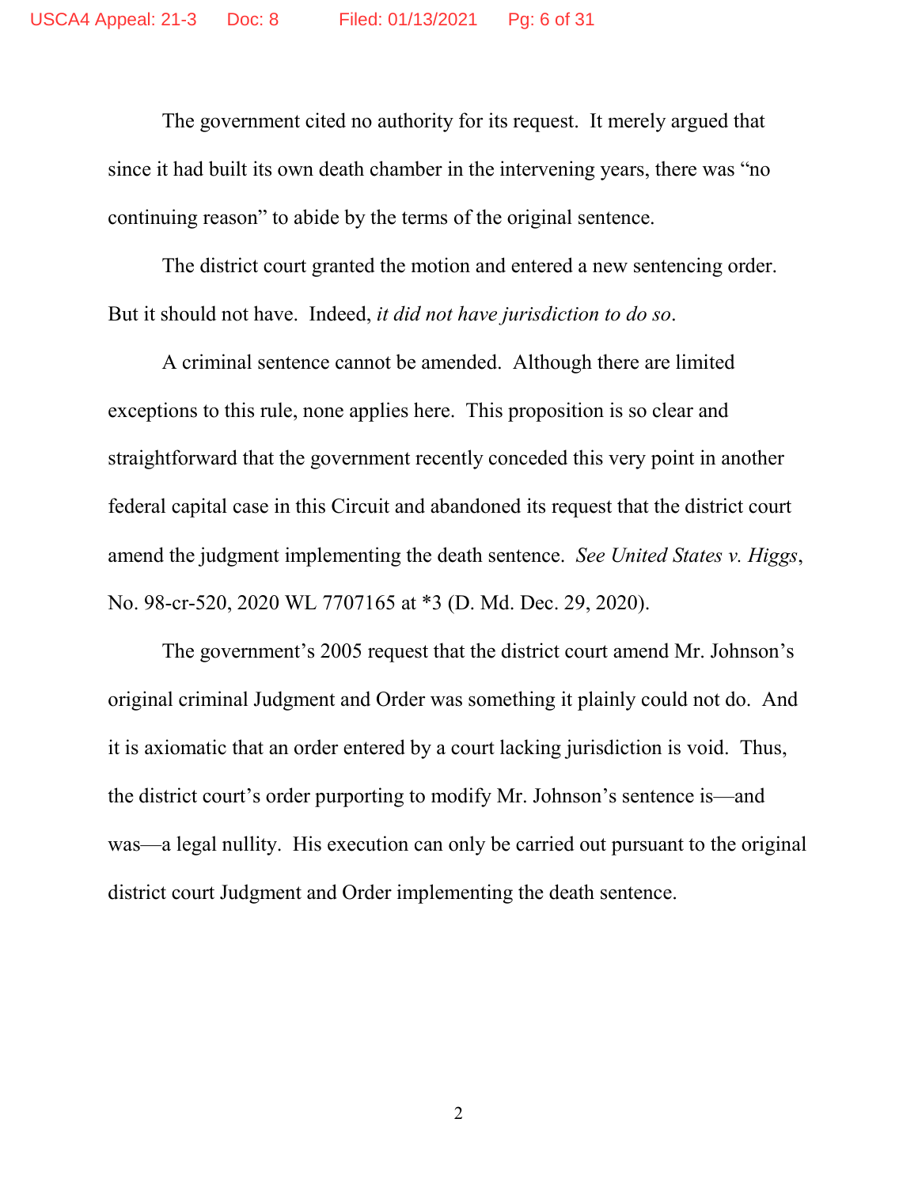The government cited no authority for its request. It merely argued that since it had built its own death chamber in the intervening years, there was "no continuing reason" to abide by the terms of the original sentence.

The district court granted the motion and entered a new sentencing order. But it should not have. Indeed, *it did not have jurisdiction to do so*.

A criminal sentence cannot be amended. Although there are limited exceptions to this rule, none applies here. This proposition is so clear and straightforward that the government recently conceded this very point in another federal capital case in this Circuit and abandoned its request that the district court amend the judgment implementing the death sentence. *See United States v. Higgs*, No. 98-cr-520, 2020 WL 7707165 at *3 (D. Md. Dec. 29, 2020).

The government's 2005 request that the district court amend Mr. Johnson's original criminal Judgment and Order was something it plainly could not do. And it is axiomatic that an order entered by a court lacking jurisdiction is void. Thus, the district court's order purporting to modify Mr. Johnson's sentence is—and was—a legal nullity. His execution can only be carried out pursuant to the original district court Judgment and Order implementing the death sentence.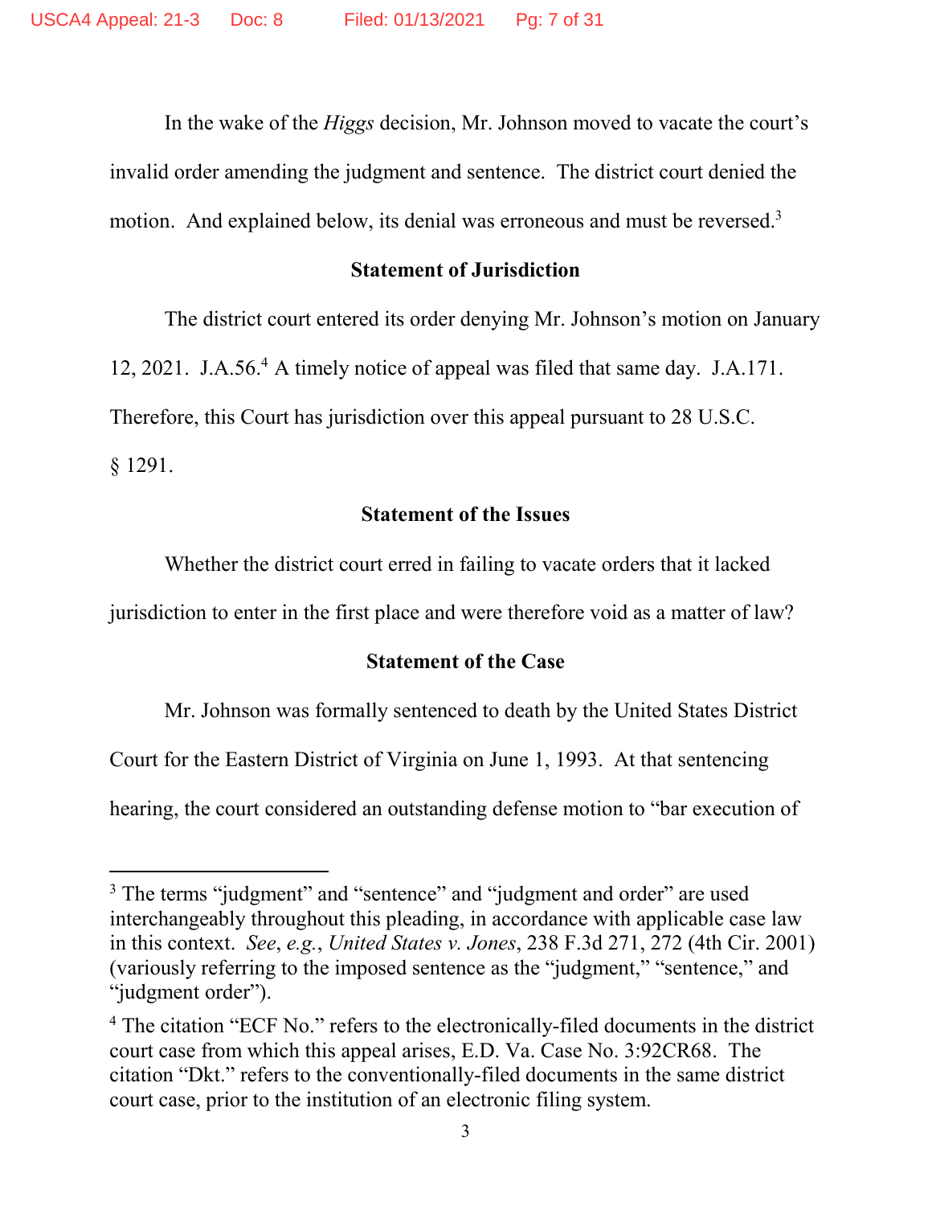In the wake of the *Higgs* decision, Mr. Johnson moved to vacate the court's invalid order amending the judgment and sentence. The district court denied the motion. And explained below, its denial was erroneous and must be reversed.[3]

**Statement of Jurisdiction**

The district court entered its order denying Mr. Johnson's motion on January 12, 2021. J.A.56.[4] A timely notice of appeal was filed that same day. J.A.171. Therefore, this Court has jurisdiction over this appeal pursuant to 28 U.S.C. § 1291.

**Statement of the Issues**

Whether the district court erred in failing to vacate orders that it lacked jurisdiction to enter in the first place and were therefore void as a matter of law?

**Statement of the Case**

Mr. Johnson was formally sentenced to death by the United States District Court for the Eastern District of Virginia on June 1, 1993. At that sentencing hearing, the court considered an outstanding defense motion to "bar execution of

---

[3] The terms "judgment" and "sentence" and "judgment and order" are used interchangeably throughout this pleading, in accordance with applicable case law in this context. *See*, *e.g.*, *United States v. Jones*, 238 F.3d 271, 272 (4th Cir. 2001) (variously referring to the imposed sentence as the "judgment," "sentence," and "judgment order").

[4] The citation "ECF No." refers to the electronically-filed documents in the district court case from which this appeal arises, E.D. Va. Case No. 3:92CR68. The citation "Dkt." refers to the conventionally-filed documents in the same district court case, prior to the institution of an electronic filing system.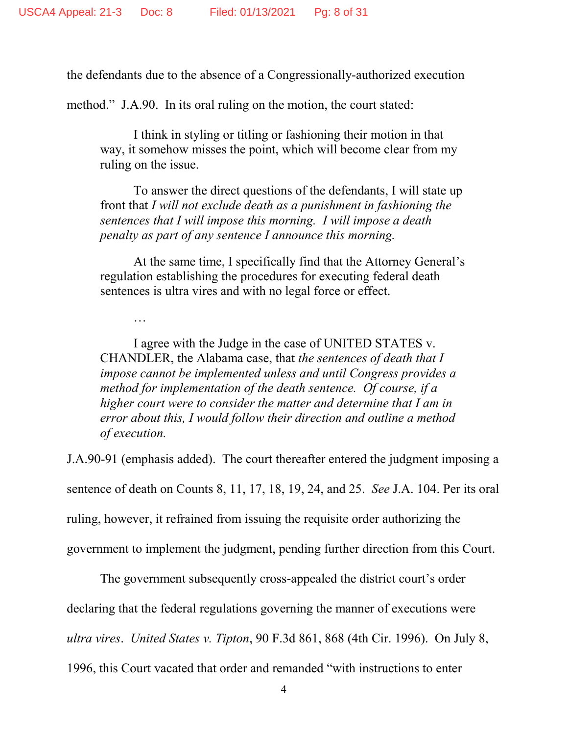the defendants due to the absence of a Congressionally-authorized execution method." J.A.90. In its oral ruling on the motion, the court stated:

> I think in styling or titling or fashioning their motion in that way, it somehow misses the point, which will become clear from my ruling on the issue.
>
> To answer the direct questions of the defendants, I will state up front that *I will not exclude death as a punishment in fashioning the sentences that I will impose this morning. I will impose a death penalty as part of any sentence I announce this morning.*
>
> At the same time, I specifically find that the Attorney General's regulation establishing the procedures for executing federal death sentences is ultra vires and with no legal force or effect.
>
> …
>
> I agree with the Judge in the case of UNITED STATES v. CHANDLER, the Alabama case, that *the sentences of death that I impose cannot be implemented unless and until Congress provides a method for implementation of the death sentence. Of course, if a higher court were to consider the matter and determine that I am in error about this, I would follow their direction and outline a method of execution.*

J.A.90-91 (emphasis added). The court thereafter entered the judgment imposing a sentence of death on Counts 8, 11, 17, 18, 19, 24, and 25. *See* J.A. 104. Per its oral ruling, however, it refrained from issuing the requisite order authorizing the government to implement the judgment, pending further direction from this Court.

The government subsequently cross-appealed the district court's order declaring that the federal regulations governing the manner of executions were *ultra vires*. *United States v. Tipton*, 90 F.3d 861, 868 (4th Cir. 1996). On July 8, 1996, this Court vacated that order and remanded "with instructions to enter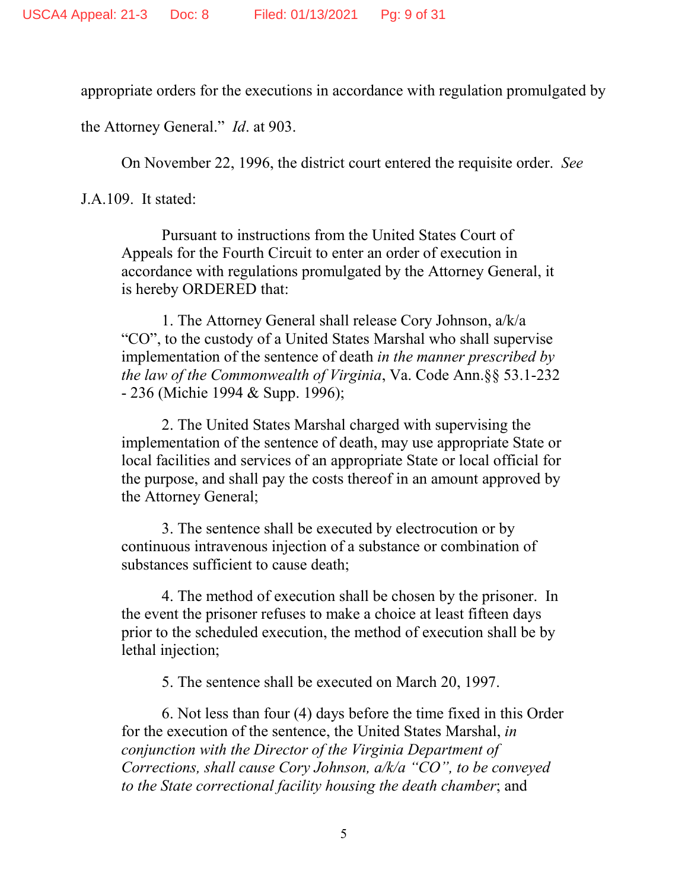appropriate orders for the executions in accordance with regulation promulgated by the Attorney General." *Id*. at 903.

On November 22, 1996, the district court entered the requisite order. *See* J.A.109. It stated:

> Pursuant to instructions from the United States Court of Appeals for the Fourth Circuit to enter an order of execution in accordance with regulations promulgated by the Attorney General, it is hereby ORDERED that:
>
> 1. The Attorney General shall release Cory Johnson, a/k/a "CO", to the custody of a United States Marshal who shall supervise implementation of the sentence of death *in the manner prescribed by the law of the Commonwealth of Virginia*, Va. Code Ann.§§ 53.1-232 - 236 (Michie 1994 & Supp. 1996);
>
> 2. The United States Marshal charged with supervising the implementation of the sentence of death, may use appropriate State or local facilities and services of an appropriate State or local official for the purpose, and shall pay the costs thereof in an amount approved by the Attorney General;
>
> 3. The sentence shall be executed by electrocution or by continuous intravenous injection of a substance or combination of substances sufficient to cause death;
>
> 4. The method of execution shall be chosen by the prisoner. In the event the prisoner refuses to make a choice at least fifteen days prior to the scheduled execution, the method of execution shall be by lethal injection;
>
> 5. The sentence shall be executed on March 20, 1997.
>
> 6. Not less than four (4) days before the time fixed in this Order for the execution of the sentence, the United States Marshal, *in conjunction with the Director of the Virginia Department of Corrections, shall cause Cory Johnson, a/k/a "CO", to be conveyed to the State correctional facility housing the death chamber*; and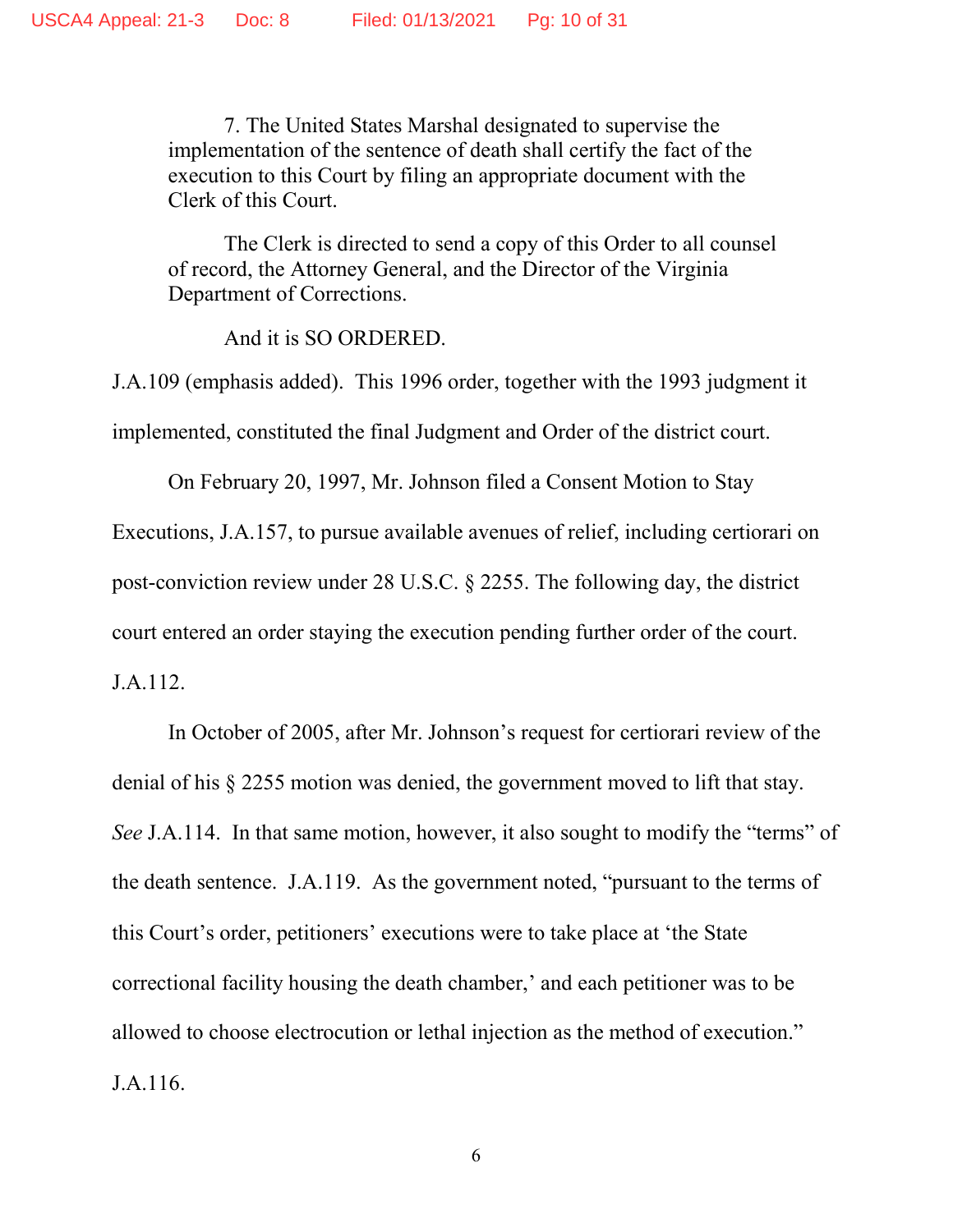> 7. The United States Marshal designated to supervise the implementation of the sentence of death shall certify the fact of the execution to this Court by filing an appropriate document with the Clerk of this Court.
>
> The Clerk is directed to send a copy of this Order to all counsel of record, the Attorney General, and the Director of the Virginia Department of Corrections.
>
> And it is SO ORDERED.

J.A.109 (emphasis added). This 1996 order, together with the 1993 judgment it implemented, constituted the final Judgment and Order of the district court.

On February 20, 1997, Mr. Johnson filed a Consent Motion to Stay Executions, J.A.157, to pursue available avenues of relief, including certiorari on post-conviction review under 28 U.S.C. § 2255. The following day, the district court entered an order staying the execution pending further order of the court. J.A.112.

In October of 2005, after Mr. Johnson's request for certiorari review of the denial of his § 2255 motion was denied, the government moved to lift that stay. *See* J.A.114. In that same motion, however, it also sought to modify the "terms" of the death sentence. J.A.119. As the government noted, "pursuant to the terms of this Court's order, petitioners' executions were to take place at 'the State correctional facility housing the death chamber,' and each petitioner was to be allowed to choose electrocution or lethal injection as the method of execution." J.A.116.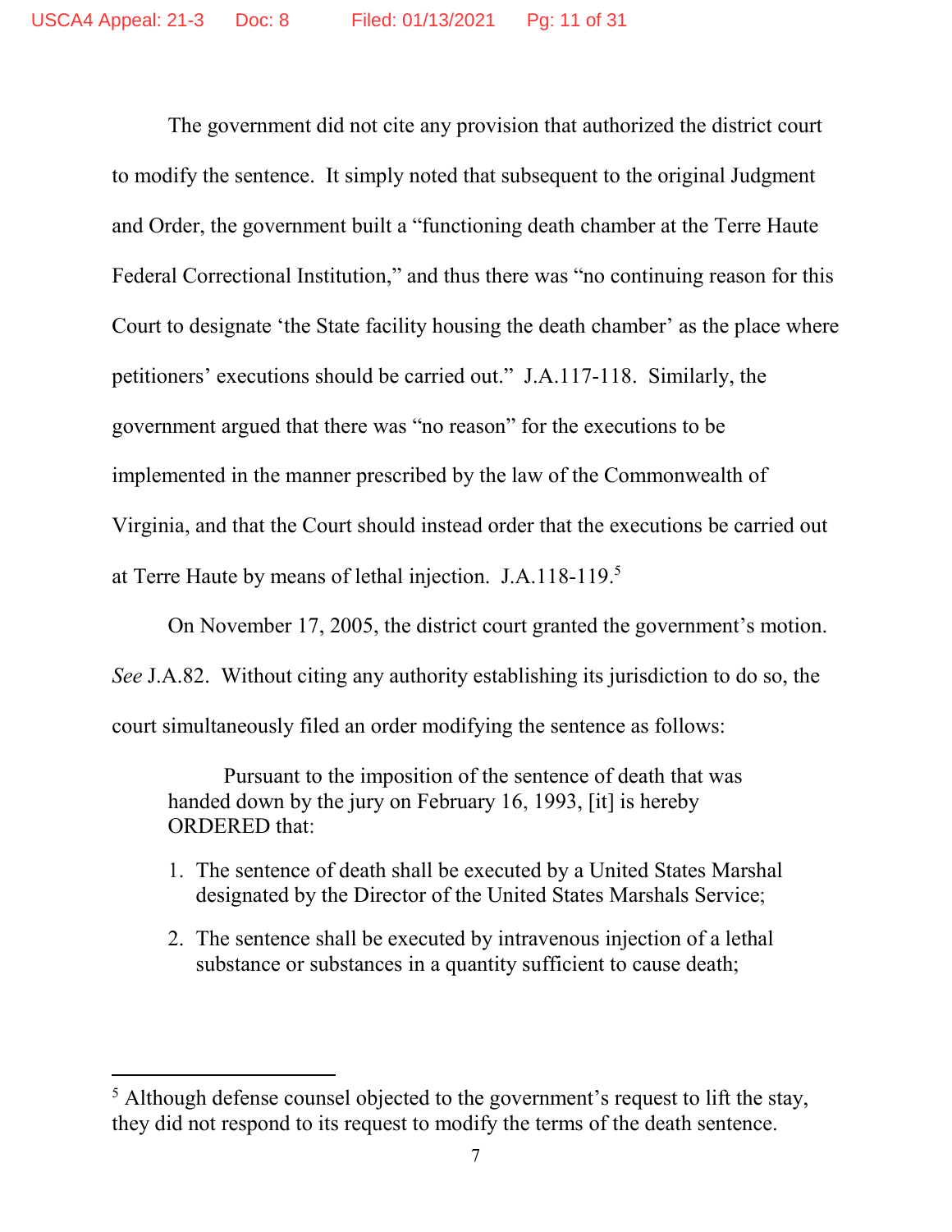The government did not cite any provision that authorized the district court to modify the sentence. It simply noted that subsequent to the original Judgment and Order, the government built a "functioning death chamber at the Terre Haute Federal Correctional Institution," and thus there was "no continuing reason for this Court to designate 'the State facility housing the death chamber' as the place where petitioners' executions should be carried out." J.A.117-118. Similarly, the government argued that there was "no reason" for the executions to be implemented in the manner prescribed by the law of the Commonwealth of Virginia, and that the Court should instead order that the executions be carried out at Terre Haute by means of lethal injection. J.A.118-119.[5]

On November 17, 2005, the district court granted the government's motion. *See* J.A.82. Without citing any authority establishing its jurisdiction to do so, the court simultaneously filed an order modifying the sentence as follows:

> Pursuant to the imposition of the sentence of death that was handed down by the jury on February 16, 1993, [it] is hereby ORDERED that:
>
> 1. The sentence of death shall be executed by a United States Marshal designated by the Director of the United States Marshals Service;
> 2. The sentence shall be executed by intravenous injection of a lethal substance or substances in a quantity sufficient to cause death;

[5] Although defense counsel objected to the government's request to lift the stay, they did not respond to its request to modify the terms of the death sentence.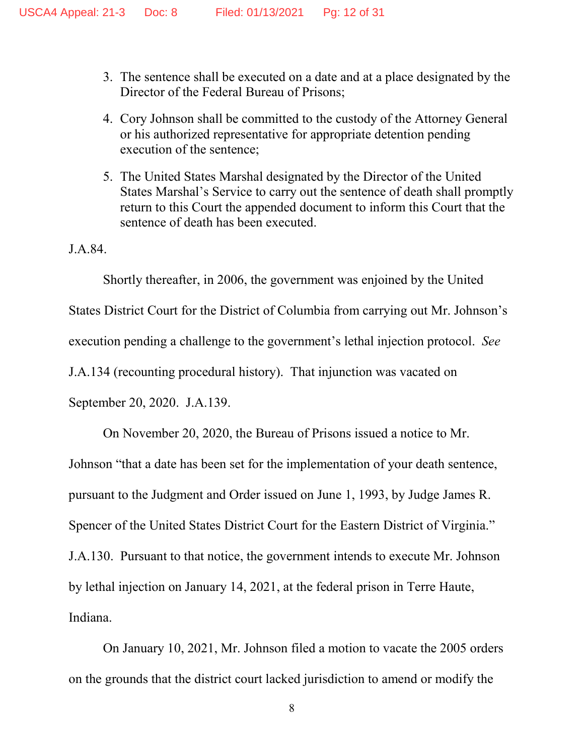3. The sentence shall be executed on a date and at a place designated by the Director of the Federal Bureau of Prisons;

4. Cory Johnson shall be committed to the custody of the Attorney General or his authorized representative for appropriate detention pending execution of the sentence;

5. The United States Marshal designated by the Director of the United States Marshal's Service to carry out the sentence of death shall promptly return to this Court the appended document to inform this Court that the sentence of death has been executed.

J.A.84.

Shortly thereafter, in 2006, the government was enjoined by the United States District Court for the District of Columbia from carrying out Mr. Johnson's execution pending a challenge to the government's lethal injection protocol. *See* J.A.134 (recounting procedural history). That injunction was vacated on September 20, 2020. J.A.139.

On November 20, 2020, the Bureau of Prisons issued a notice to Mr. Johnson "that a date has been set for the implementation of your death sentence, pursuant to the Judgment and Order issued on June 1, 1993, by Judge James R. Spencer of the United States District Court for the Eastern District of Virginia." J.A.130. Pursuant to that notice, the government intends to execute Mr. Johnson by lethal injection on January 14, 2021, at the federal prison in Terre Haute, Indiana.

On January 10, 2021, Mr. Johnson filed a motion to vacate the 2005 orders on the grounds that the district court lacked jurisdiction to amend or modify the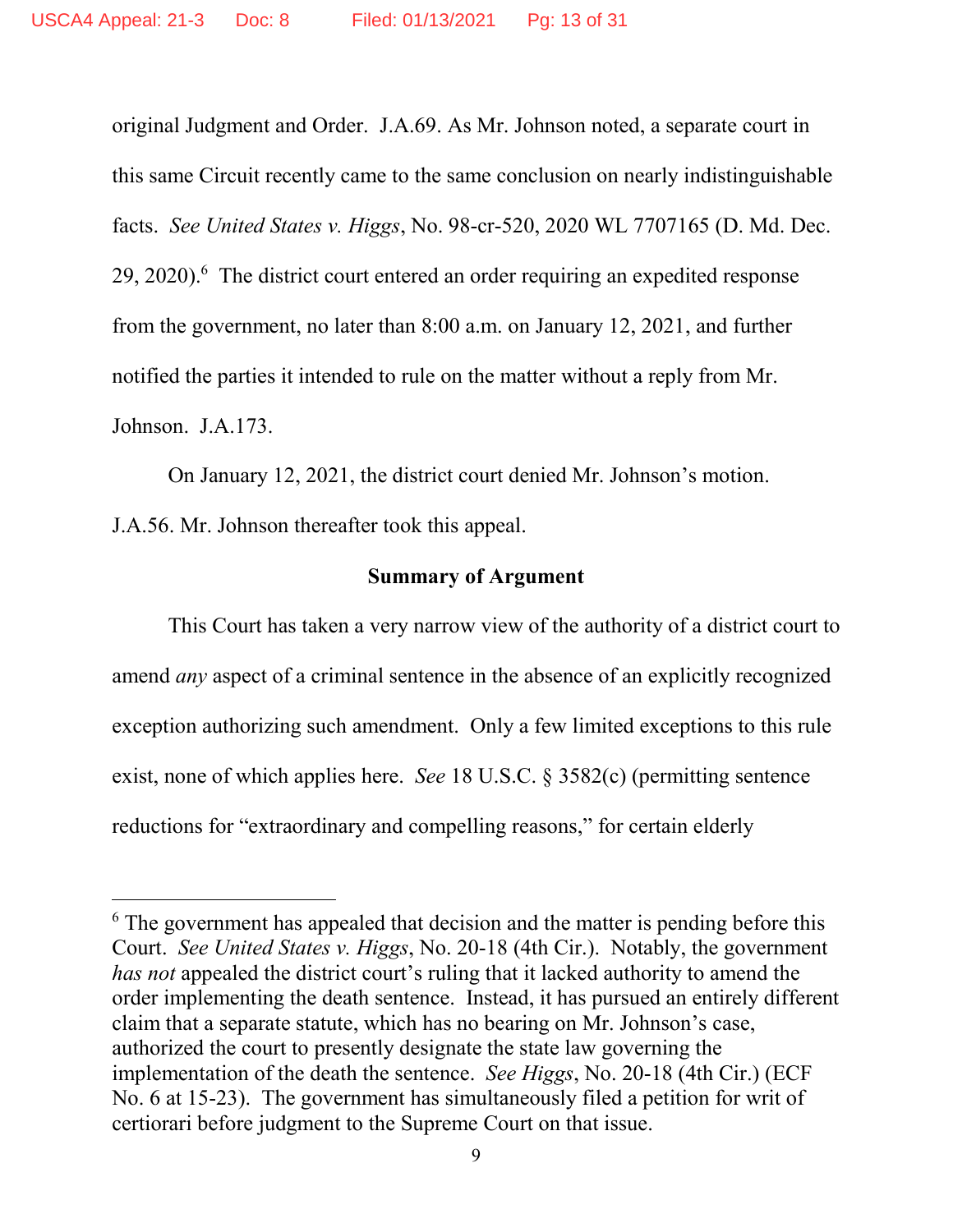original Judgment and Order. J.A.69. As Mr. Johnson noted, a separate court in this same Circuit recently came to the same conclusion on nearly indistinguishable facts. *See United States v. Higgs*, No. 98-cr-520, 2020 WL 7707165 (D. Md. Dec. 29, 2020).[6] The district court entered an order requiring an expedited response from the government, no later than 8:00 a.m. on January 12, 2021, and further notified the parties it intended to rule on the matter without a reply from Mr. Johnson. J.A.173.

On January 12, 2021, the district court denied Mr. Johnson's motion. J.A.56. Mr. Johnson thereafter took this appeal.

**Summary of Argument**

This Court has taken a very narrow view of the authority of a district court to amend *any* aspect of a criminal sentence in the absence of an explicitly recognized exception authorizing such amendment. Only a few limited exceptions to this rule exist, none of which applies here. *See* 18 U.S.C. § 3582(c) (permitting sentence reductions for "extraordinary and compelling reasons," for certain elderly

[6] The government has appealed that decision and the matter is pending before this Court. *See United States v. Higgs*, No. 20-18 (4th Cir.). Notably, the government *has not* appealed the district court's ruling that it lacked authority to amend the order implementing the death sentence. Instead, it has pursued an entirely different claim that a separate statute, which has no bearing on Mr. Johnson's case, authorized the court to presently designate the state law governing the implementation of the death the sentence. *See Higgs*, No. 20-18 (4th Cir.) (ECF No. 6 at 15-23). The government has simultaneously filed a petition for writ of certiorari before judgment to the Supreme Court on that issue.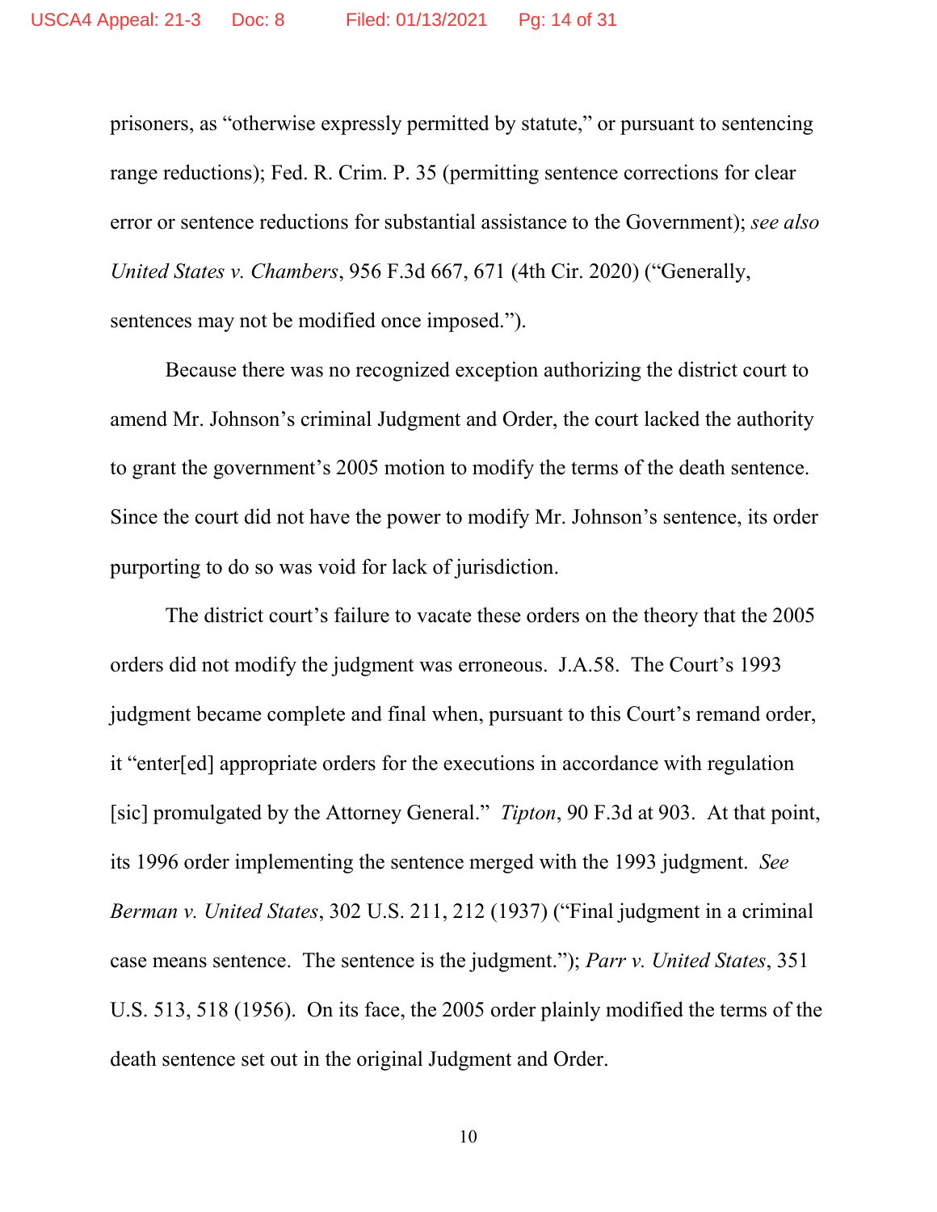prisoners, as "otherwise expressly permitted by statute," or pursuant to sentencing range reductions); Fed. R. Crim. P. 35 (permitting sentence corrections for clear error or sentence reductions for substantial assistance to the Government); *see also United States v. Chambers*, 956 F.3d 667, 671 (4th Cir. 2020) ("Generally, sentences may not be modified once imposed.").

Because there was no recognized exception authorizing the district court to amend Mr. Johnson's criminal Judgment and Order, the court lacked the authority to grant the government's 2005 motion to modify the terms of the death sentence. Since the court did not have the power to modify Mr. Johnson's sentence, its order purporting to do so was void for lack of jurisdiction.

The district court's failure to vacate these orders on the theory that the 2005 orders did not modify the judgment was erroneous. J.A.58. The Court's 1993 judgment became complete and final when, pursuant to this Court's remand order, it "enter[ed] appropriate orders for the executions in accordance with regulation [sic] promulgated by the Attorney General." *Tipton*, 90 F.3d at 903. At that point, its 1996 order implementing the sentence merged with the 1993 judgment. *See Berman v. United States*, 302 U.S. 211, 212 (1937) ("Final judgment in a criminal case means sentence. The sentence is the judgment."); *Parr v. United States*, 351 U.S. 513, 518 (1956). On its face, the 2005 order plainly modified the terms of the death sentence set out in the original Judgment and Order.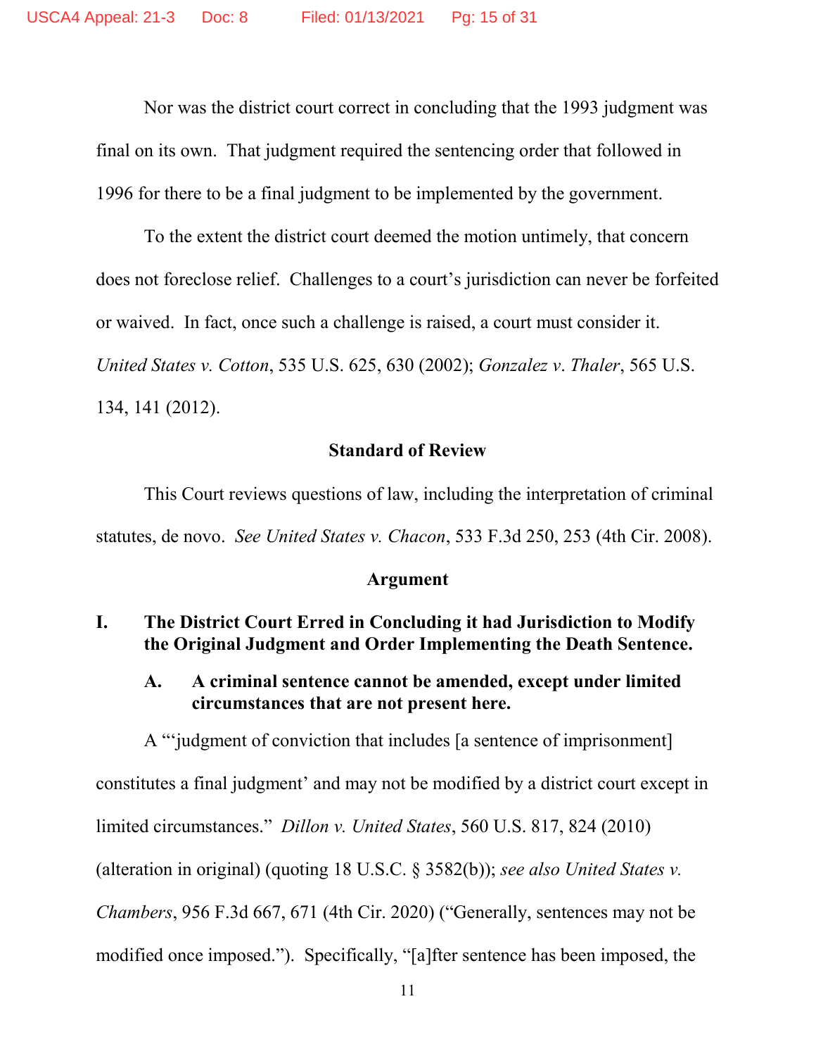Nor was the district court correct in concluding that the 1993 judgment was final on its own. That judgment required the sentencing order that followed in 1996 for there to be a final judgment to be implemented by the government.

To the extent the district court deemed the motion untimely, that concern does not foreclose relief. Challenges to a court's jurisdiction can never be forfeited or waived. In fact, once such a challenge is raised, a court must consider it. *United States v. Cotton*, 535 U.S. 625, 630 (2002); *Gonzalez v. Thaler*, 565 U.S. 134, 141 (2012).

## Standard of Review

This Court reviews questions of law, including the interpretation of criminal statutes, de novo. *See United States v. Chacon*, 533 F.3d 250, 253 (4th Cir. 2008).

## Argument

### I. The District Court Erred in Concluding it had Jurisdiction to Modify the Original Judgment and Order Implementing the Death Sentence.

#### A. A criminal sentence cannot be amended, except under limited circumstances that are not present here.

A "'judgment of conviction that includes [a sentence of imprisonment] constitutes a final judgment' and may not be modified by a district court except in limited circumstances." *Dillon v. United States*, 560 U.S. 817, 824 (2010) (alteration in original) (quoting 18 U.S.C. § 3582(b)); *see also United States v. Chambers*, 956 F.3d 667, 671 (4th Cir. 2020) ("Generally, sentences may not be modified once imposed."). Specifically, "[a]fter sentence has been imposed, the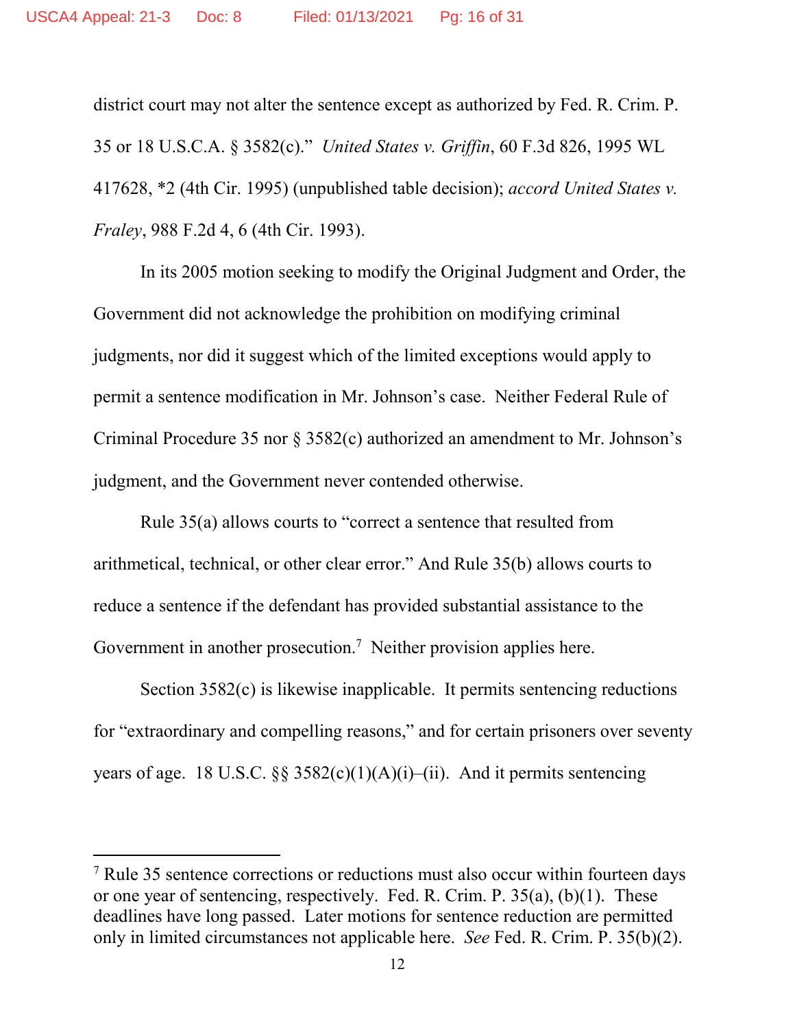district court may not alter the sentence except as authorized by Fed. R. Crim. P. 35 or 18 U.S.C.A. § 3582(c)." *United States v. Griffin*, 60 F.3d 826, 1995 WL 417628, *2 (4th Cir. 1995) (unpublished table decision); *accord United States v. Fraley*, 988 F.2d 4, 6 (4th Cir. 1993).

In its 2005 motion seeking to modify the Original Judgment and Order, the Government did not acknowledge the prohibition on modifying criminal judgments, nor did it suggest which of the limited exceptions would apply to permit a sentence modification in Mr. Johnson's case. Neither Federal Rule of Criminal Procedure 35 nor § 3582(c) authorized an amendment to Mr. Johnson's judgment, and the Government never contended otherwise.

Rule 35(a) allows courts to "correct a sentence that resulted from arithmetical, technical, or other clear error." And Rule 35(b) allows courts to reduce a sentence if the defendant has provided substantial assistance to the Government in another prosecution.[7] Neither provision applies here.

Section 3582(c) is likewise inapplicable. It permits sentencing reductions for "extraordinary and compelling reasons," and for certain prisoners over seventy years of age. 18 U.S.C. §§ 3582(c)(1)(A)(i)–(ii). And it permits sentencing

[7] Rule 35 sentence corrections or reductions must also occur within fourteen days or one year of sentencing, respectively. Fed. R. Crim. P. 35(a), (b)(1). These deadlines have long passed. Later motions for sentence reduction are permitted only in limited circumstances not applicable here. *See* Fed. R. Crim. P. 35(b)(2).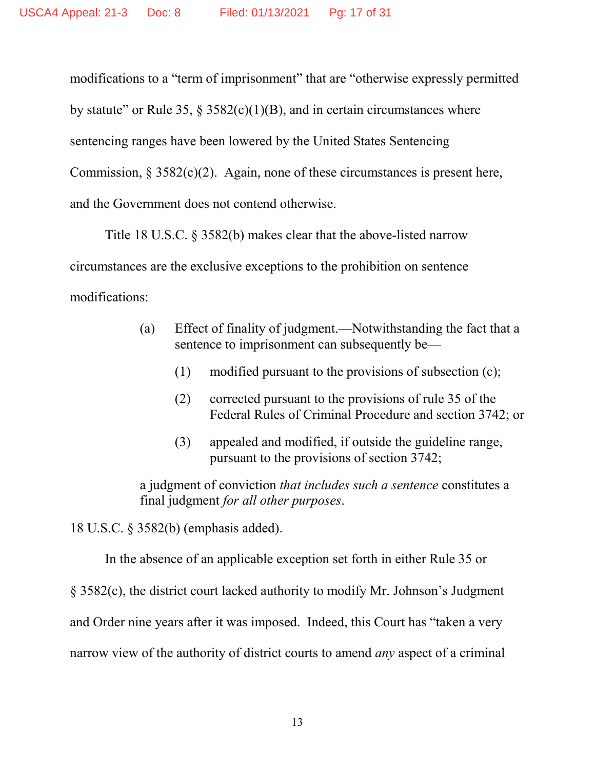modifications to a "term of imprisonment" that are "otherwise expressly permitted by statute" or Rule 35, § 3582(c)(1)(B), and in certain circumstances where sentencing ranges have been lowered by the United States Sentencing Commission, § 3582(c)(2). Again, none of these circumstances is present here, and the Government does not contend otherwise.

Title 18 U.S.C. § 3582(b) makes clear that the above-listed narrow circumstances are the exclusive exceptions to the prohibition on sentence modifications:

> (a) Effect of finality of judgment.—Notwithstanding the fact that a sentence to imprisonment can subsequently be—
>
> (1) modified pursuant to the provisions of subsection (c);
>
> (2) corrected pursuant to the provisions of rule 35 of the Federal Rules of Criminal Procedure and section 3742; or
>
> (3) appealed and modified, if outside the guideline range, pursuant to the provisions of section 3742;
>
> a judgment of conviction *that includes such a sentence* constitutes a final judgment *for all other purposes*.

18 U.S.C. § 3582(b) (emphasis added).

In the absence of an applicable exception set forth in either Rule 35 or § 3582(c), the district court lacked authority to modify Mr. Johnson's Judgment and Order nine years after it was imposed. Indeed, this Court has "taken a very narrow view of the authority of district courts to amend *any* aspect of a criminal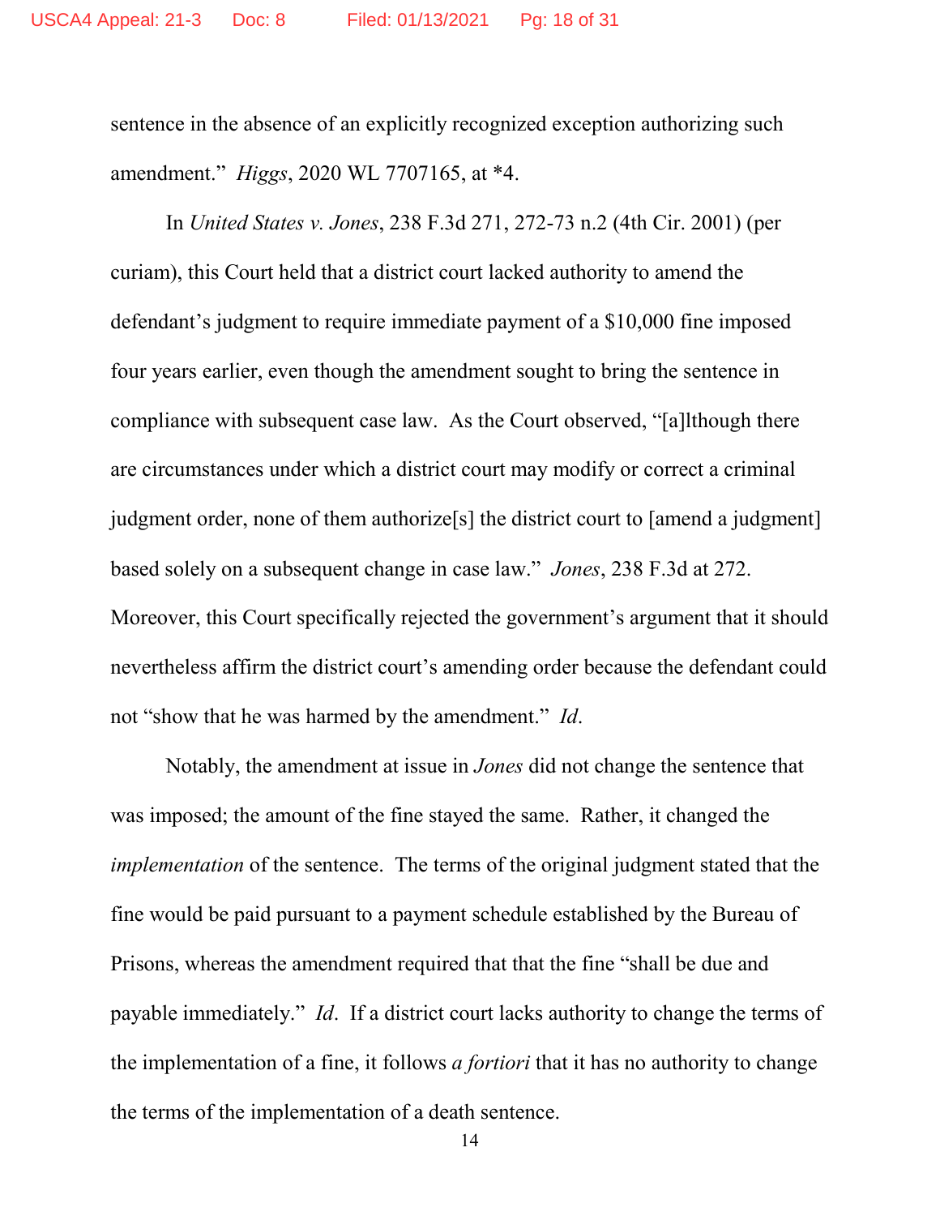sentence in the absence of an explicitly recognized exception authorizing such amendment." *Higgs*, 2020 WL 7707165, at *4.

In *United States v. Jones*, 238 F.3d 271, 272-73 n.2 (4th Cir. 2001) (per curiam), this Court held that a district court lacked authority to amend the defendant's judgment to require immediate payment of a $10,000 fine imposed four years earlier, even though the amendment sought to bring the sentence in compliance with subsequent case law. As the Court observed, "[a]lthough there are circumstances under which a district court may modify or correct a criminal judgment order, none of them authorize[s] the district court to [amend a judgment] based solely on a subsequent change in case law." *Jones*, 238 F.3d at 272. Moreover, this Court specifically rejected the government's argument that it should nevertheless affirm the district court's amending order because the defendant could not "show that he was harmed by the amendment." *Id*.

Notably, the amendment at issue in *Jones* did not change the sentence that was imposed; the amount of the fine stayed the same. Rather, it changed the *implementation* of the sentence. The terms of the original judgment stated that the fine would be paid pursuant to a payment schedule established by the Bureau of Prisons, whereas the amendment required that that the fine "shall be due and payable immediately." *Id*. If a district court lacks authority to change the terms of the implementation of a fine, it follows *a fortiori* that it has no authority to change the terms of the implementation of a death sentence.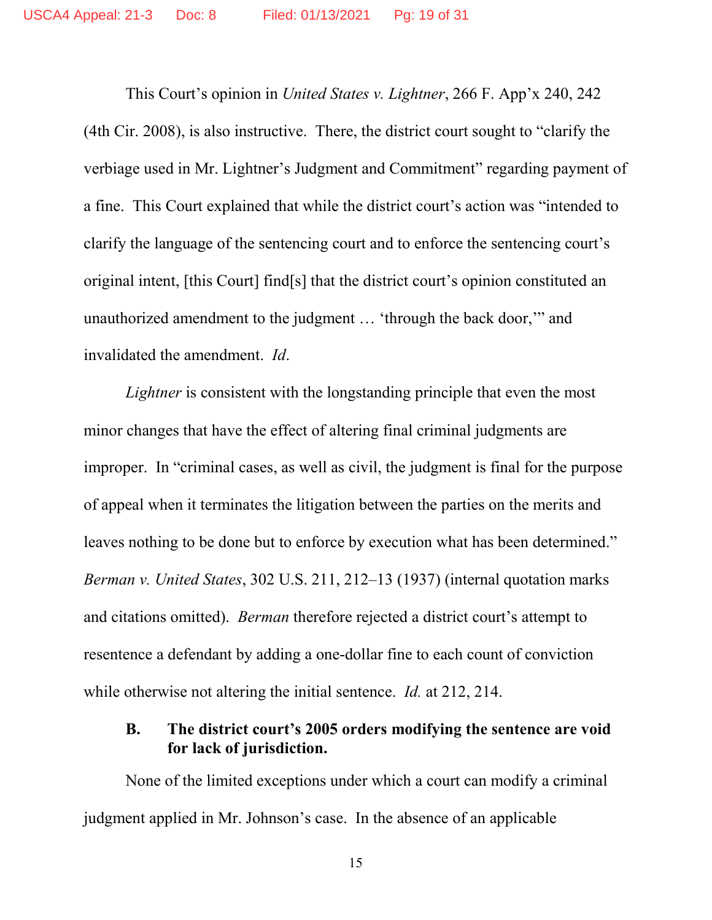This Court's opinion in *United States v. Lightner*, 266 F. App'x 240, 242 (4th Cir. 2008), is also instructive. There, the district court sought to "clarify the verbiage used in Mr. Lightner's Judgment and Commitment" regarding payment of a fine. This Court explained that while the district court's action was "intended to clarify the language of the sentencing court and to enforce the sentencing court's original intent, [this Court] find[s] that the district court's opinion constituted an unauthorized amendment to the judgment … 'through the back door,'" and invalidated the amendment. *Id*.

*Lightner* is consistent with the longstanding principle that even the most minor changes that have the effect of altering final criminal judgments are improper. In "criminal cases, as well as civil, the judgment is final for the purpose of appeal when it terminates the litigation between the parties on the merits and leaves nothing to be done but to enforce by execution what has been determined." *Berman v. United States*, 302 U.S. 211, 212–13 (1937) (internal quotation marks and citations omitted). *Berman* therefore rejected a district court's attempt to resentence a defendant by adding a one-dollar fine to each count of conviction while otherwise not altering the initial sentence. *Id.* at 212, 214.

**B. The district court's 2005 orders modifying the sentence are void for lack of jurisdiction.**

None of the limited exceptions under which a court can modify a criminal judgment applied in Mr. Johnson's case. In the absence of an applicable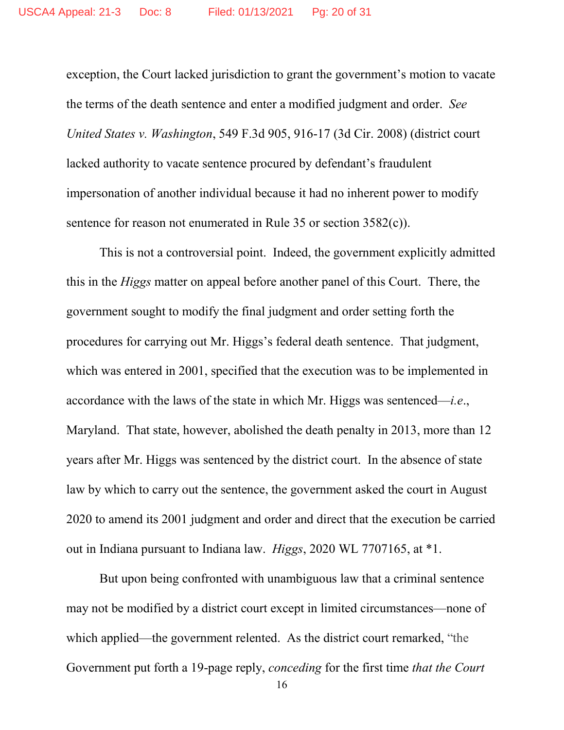exception, the Court lacked jurisdiction to grant the government's motion to vacate the terms of the death sentence and enter a modified judgment and order. *See United States v. Washington*, 549 F.3d 905, 916-17 (3d Cir. 2008) (district court lacked authority to vacate sentence procured by defendant's fraudulent impersonation of another individual because it had no inherent power to modify sentence for reason not enumerated in Rule 35 or section 3582(c)).

This is not a controversial point. Indeed, the government explicitly admitted this in the *Higgs* matter on appeal before another panel of this Court. There, the government sought to modify the final judgment and order setting forth the procedures for carrying out Mr. Higgs's federal death sentence. That judgment, which was entered in 2001, specified that the execution was to be implemented in accordance with the laws of the state in which Mr. Higgs was sentenced—*i.e.*, Maryland. That state, however, abolished the death penalty in 2013, more than 12 years after Mr. Higgs was sentenced by the district court. In the absence of state law by which to carry out the sentence, the government asked the court in August 2020 to amend its 2001 judgment and order and direct that the execution be carried out in Indiana pursuant to Indiana law. *Higgs*, 2020 WL 7707165, at *1.

But upon being confronted with unambiguous law that a criminal sentence may not be modified by a district court except in limited circumstances—none of which applied—the government relented. As the district court remarked, "the Government put forth a 19-page reply, *conceding* for the first time *that the Court*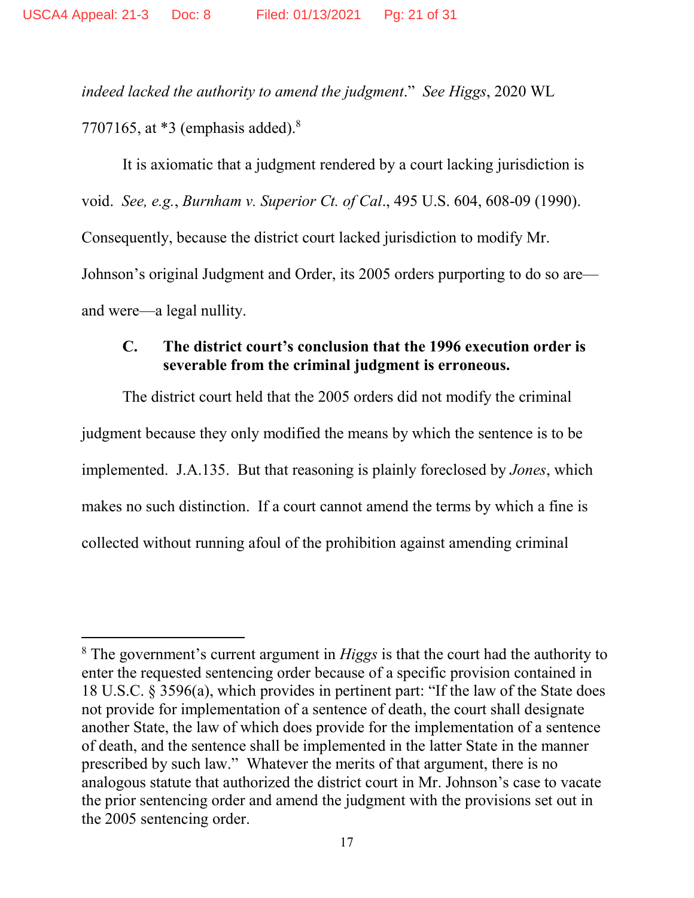*indeed lacked the authority to amend the judgment*." *See Higgs*, 2020 WL 7707165, at *3 (emphasis added).[8]

It is axiomatic that a judgment rendered by a court lacking jurisdiction is void. *See, e.g.*, *Burnham v. Superior Ct. of Cal*., 495 U.S. 604, 608-09 (1990). Consequently, because the district court lacked jurisdiction to modify Mr. Johnson's original Judgment and Order, its 2005 orders purporting to do so are—and were—a legal nullity.

### C. The district court's conclusion that the 1996 execution order is severable from the criminal judgment is erroneous.

The district court held that the 2005 orders did not modify the criminal judgment because they only modified the means by which the sentence is to be implemented. J.A.135. But that reasoning is plainly foreclosed by *Jones*, which makes no such distinction. If a court cannot amend the terms by which a fine is collected without running afoul of the prohibition against amending criminal

---

[8] The government's current argument in *Higgs* is that the court had the authority to enter the requested sentencing order because of a specific provision contained in 18 U.S.C. § 3596(a), which provides in pertinent part: "If the law of the State does not provide for implementation of a sentence of death, the court shall designate another State, the law of which does provide for the implementation of a sentence of death, and the sentence shall be implemented in the latter State in the manner prescribed by such law." Whatever the merits of that argument, there is no analogous statute that authorized the district court in Mr. Johnson's case to vacate the prior sentencing order and amend the judgment with the provisions set out in the 2005 sentencing order.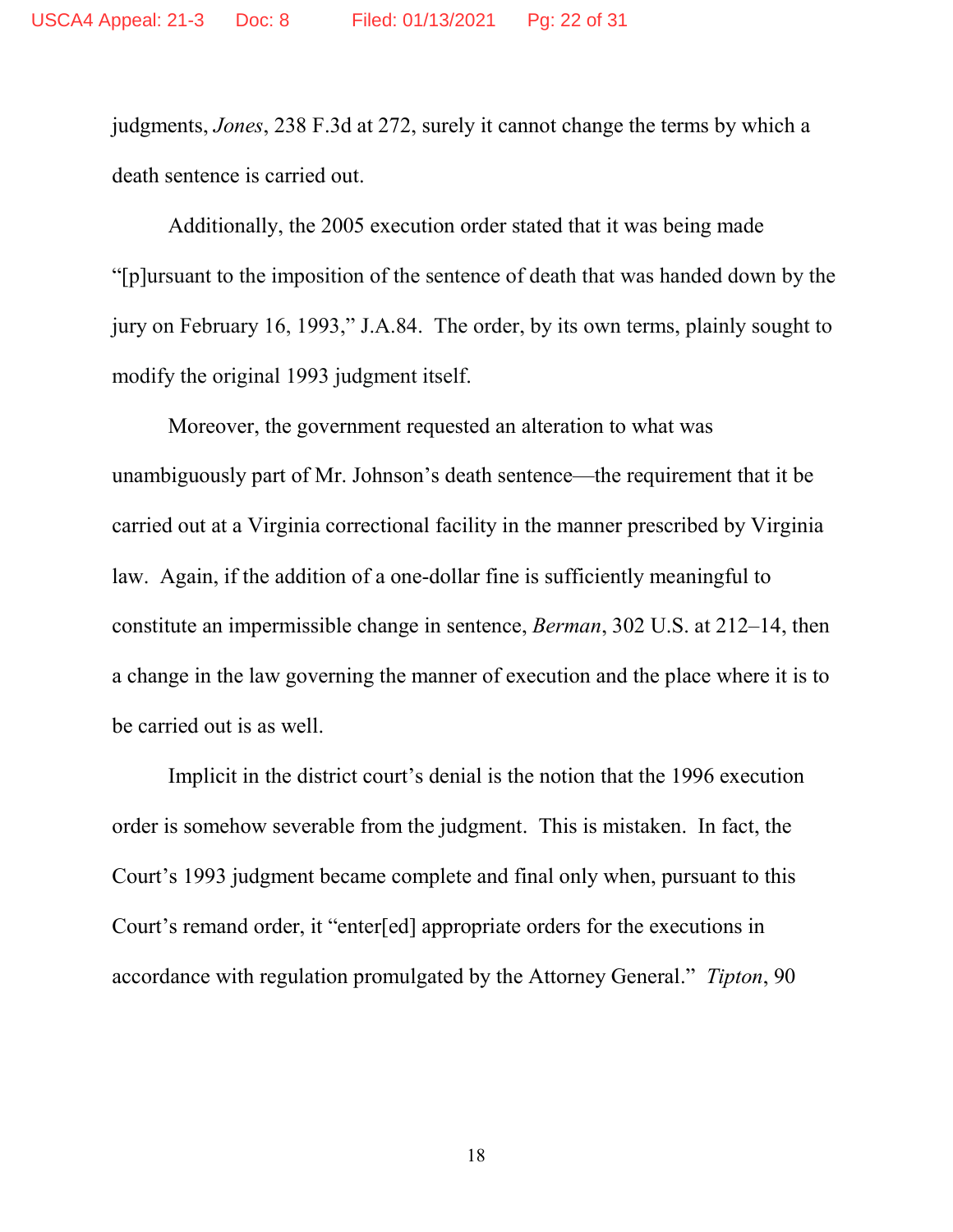judgments, *Jones*, 238 F.3d at 272, surely it cannot change the terms by which a death sentence is carried out.

Additionally, the 2005 execution order stated that it was being made "[p]ursuant to the imposition of the sentence of death that was handed down by the jury on February 16, 1993," J.A.84. The order, by its own terms, plainly sought to modify the original 1993 judgment itself.

Moreover, the government requested an alteration to what was unambiguously part of Mr. Johnson's death sentence—the requirement that it be carried out at a Virginia correctional facility in the manner prescribed by Virginia law. Again, if the addition of a one-dollar fine is sufficiently meaningful to constitute an impermissible change in sentence, *Berman*, 302 U.S. at 212–14, then a change in the law governing the manner of execution and the place where it is to be carried out is as well.

Implicit in the district court's denial is the notion that the 1996 execution order is somehow severable from the judgment. This is mistaken. In fact, the Court's 1993 judgment became complete and final only when, pursuant to this Court's remand order, it "enter[ed] appropriate orders for the executions in accordance with regulation promulgated by the Attorney General." *Tipton*, 90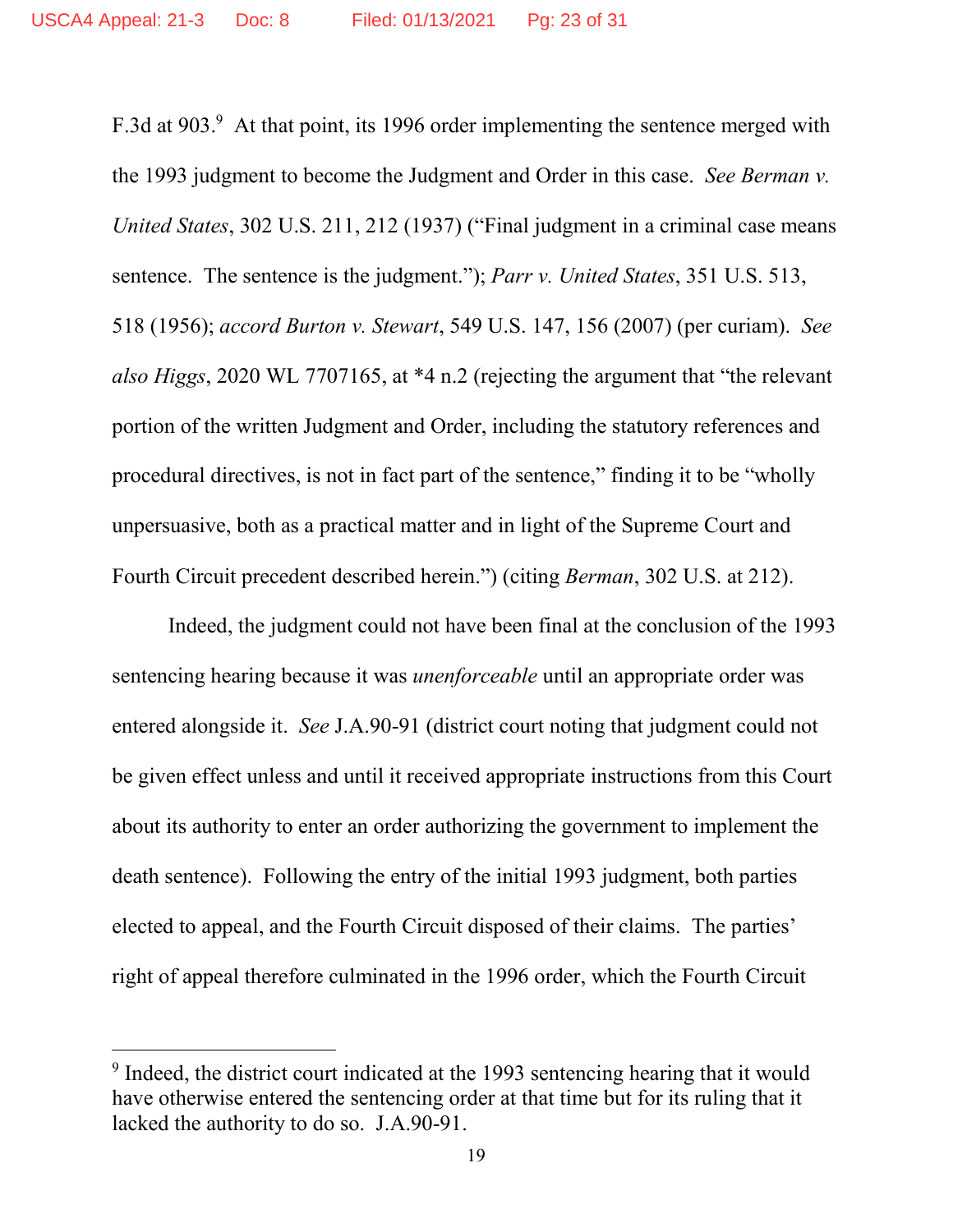F.3d at 903.[9] At that point, its 1996 order implementing the sentence merged with the 1993 judgment to become the Judgment and Order in this case. *See Berman v. United States*, 302 U.S. 211, 212 (1937) ("Final judgment in a criminal case means sentence. The sentence is the judgment."); *Parr v. United States*, 351 U.S. 513, 518 (1956); *accord Burton v. Stewart*, 549 U.S. 147, 156 (2007) (per curiam). *See also Higgs*, 2020 WL 7707165, at *4 n.2 (rejecting the argument that "the relevant portion of the written Judgment and Order, including the statutory references and procedural directives, is not in fact part of the sentence," finding it to be "wholly unpersuasive, both as a practical matter and in light of the Supreme Court and Fourth Circuit precedent described herein.") (citing *Berman*, 302 U.S. at 212).

Indeed, the judgment could not have been final at the conclusion of the 1993 sentencing hearing because it was *unenforceable* until an appropriate order was entered alongside it. *See* J.A.90-91 (district court noting that judgment could not be given effect unless and until it received appropriate instructions from this Court about its authority to enter an order authorizing the government to implement the death sentence). Following the entry of the initial 1993 judgment, both parties elected to appeal, and the Fourth Circuit disposed of their claims. The parties' right of appeal therefore culminated in the 1996 order, which the Fourth Circuit

---

[9] Indeed, the district court indicated at the 1993 sentencing hearing that it would have otherwise entered the sentencing order at that time but for its ruling that it lacked the authority to do so. J.A.90-91.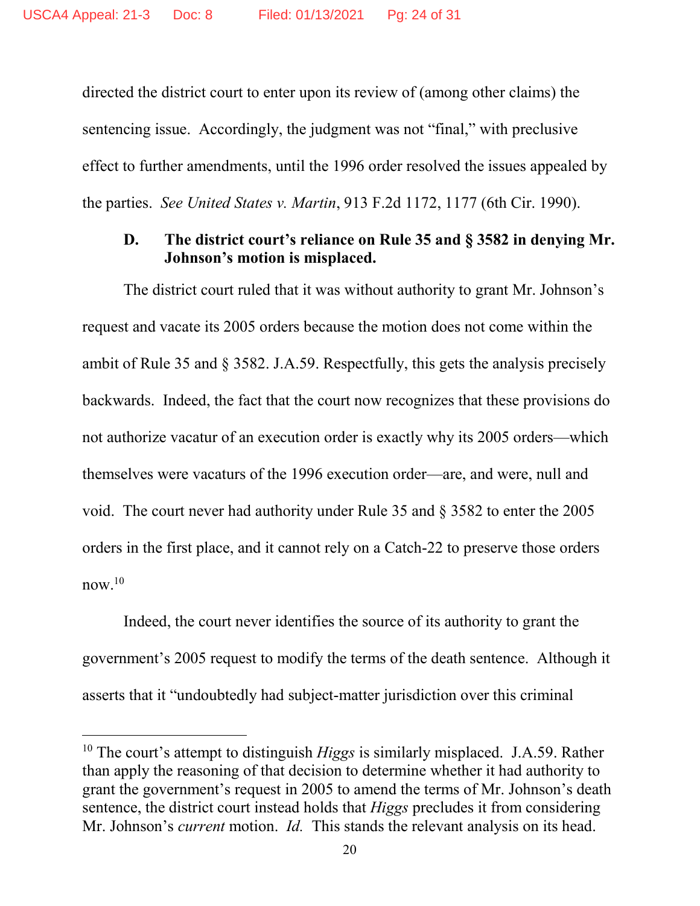directed the district court to enter upon its review of (among other claims) the sentencing issue. Accordingly, the judgment was not "final," with preclusive effect to further amendments, until the 1996 order resolved the issues appealed by the parties. *See United States v. Martin*, 913 F.2d 1172, 1177 (6th Cir. 1990).

### D. The district court's reliance on Rule 35 and § 3582 in denying Mr. Johnson's motion is misplaced.

The district court ruled that it was without authority to grant Mr. Johnson's request and vacate its 2005 orders because the motion does not come within the ambit of Rule 35 and § 3582. J.A.59. Respectfully, this gets the analysis precisely backwards. Indeed, the fact that the court now recognizes that these provisions do not authorize vacatur of an execution order is exactly why its 2005 orders—which themselves were vacaturs of the 1996 execution order—are, and were, null and void. The court never had authority under Rule 35 and § 3582 to enter the 2005 orders in the first place, and it cannot rely on a Catch-22 to preserve those orders now.[10]

Indeed, the court never identifies the source of its authority to grant the government's 2005 request to modify the terms of the death sentence. Although it asserts that it "undoubtedly had subject-matter jurisdiction over this criminal

---

[10] The court's attempt to distinguish *Higgs* is similarly misplaced. J.A.59. Rather than apply the reasoning of that decision to determine whether it had authority to grant the government's request in 2005 to amend the terms of Mr. Johnson's death sentence, the district court instead holds that *Higgs* precludes it from considering Mr. Johnson's *current* motion. *Id.* This stands the relevant analysis on its head.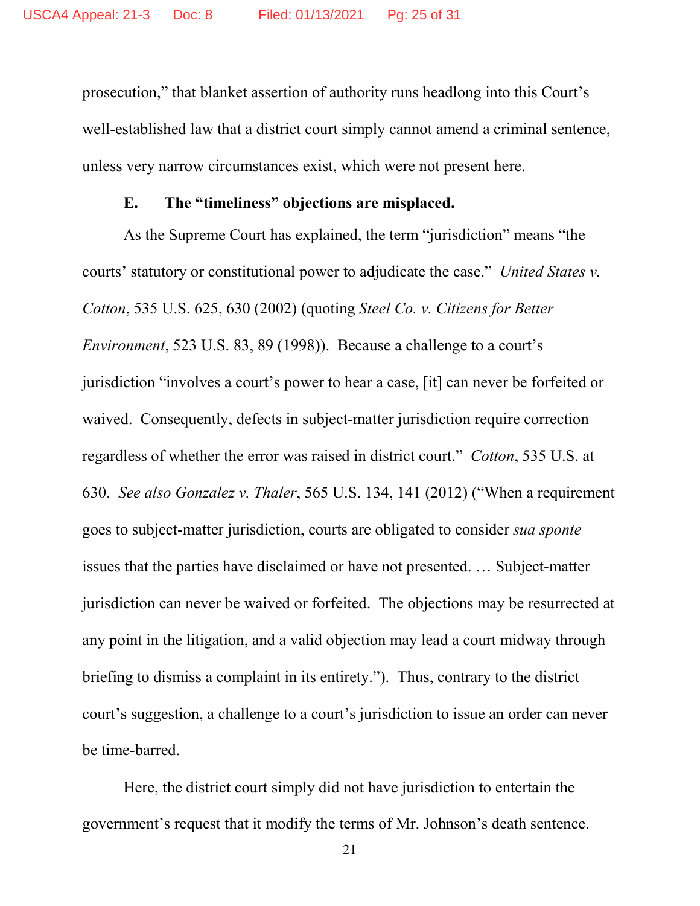prosecution," that blanket assertion of authority runs headlong into this Court's well-established law that a district court simply cannot amend a criminal sentence, unless very narrow circumstances exist, which were not present here.

### E. The "timeliness" objections are misplaced.

As the Supreme Court has explained, the term "jurisdiction" means "the courts' statutory or constitutional power to adjudicate the case." *United States v. Cotton*, 535 U.S. 625, 630 (2002) (quoting *Steel Co. v. Citizens for Better Environment*, 523 U.S. 83, 89 (1998)). Because a challenge to a court's jurisdiction "involves a court's power to hear a case, [it] can never be forfeited or waived. Consequently, defects in subject-matter jurisdiction require correction regardless of whether the error was raised in district court." *Cotton*, 535 U.S. at 630. *See also Gonzalez v. Thaler*, 565 U.S. 134, 141 (2012) ("When a requirement goes to subject-matter jurisdiction, courts are obligated to consider *sua sponte* issues that the parties have disclaimed or have not presented. … Subject-matter jurisdiction can never be waived or forfeited. The objections may be resurrected at any point in the litigation, and a valid objection may lead a court midway through briefing to dismiss a complaint in its entirety."). Thus, contrary to the district court's suggestion, a challenge to a court's jurisdiction to issue an order can never be time-barred.

Here, the district court simply did not have jurisdiction to entertain the government's request that it modify the terms of Mr. Johnson's death sentence.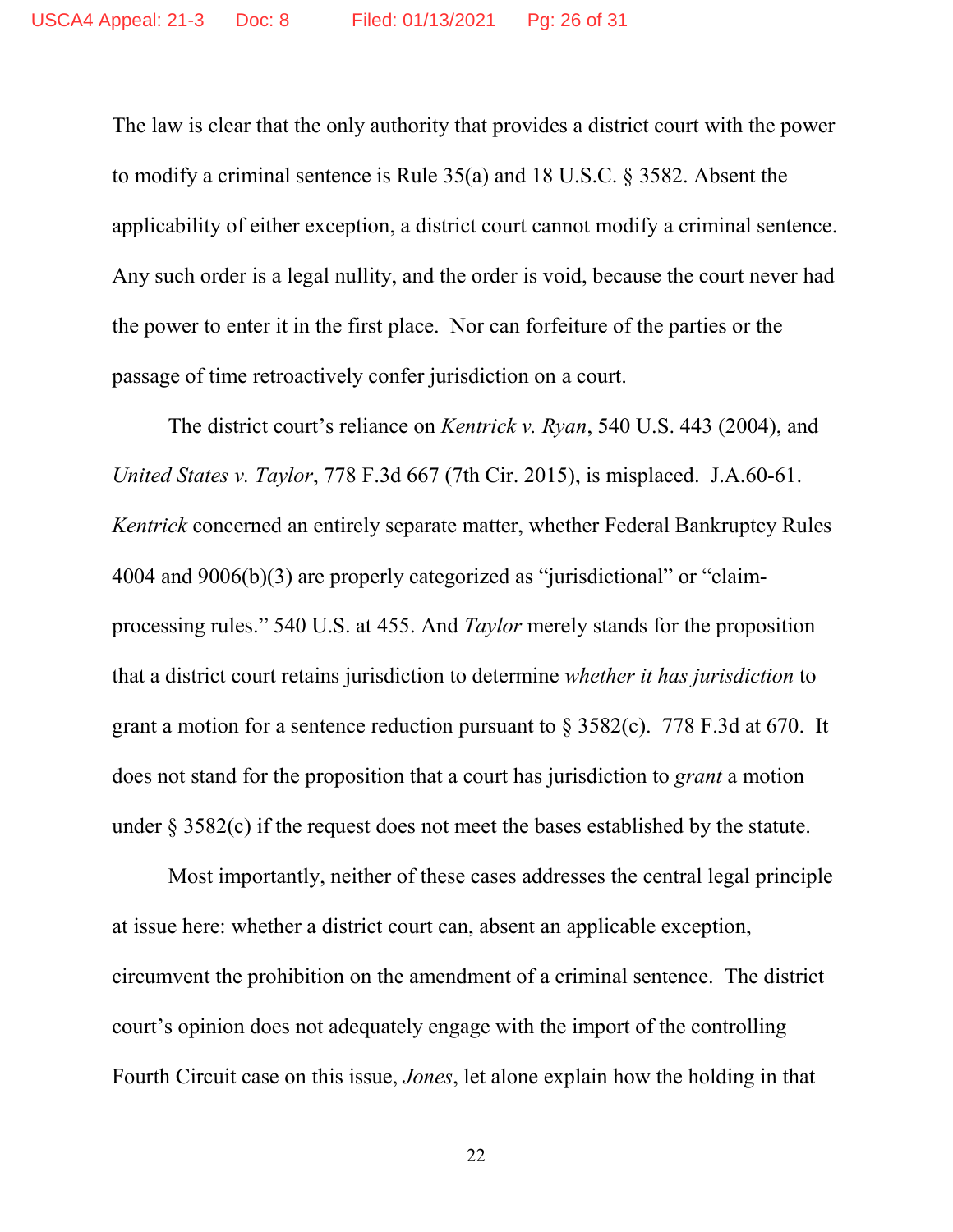The law is clear that the only authority that provides a district court with the power to modify a criminal sentence is Rule 35(a) and 18 U.S.C. § 3582. Absent the applicability of either exception, a district court cannot modify a criminal sentence. Any such order is a legal nullity, and the order is void, because the court never had the power to enter it in the first place. Nor can forfeiture of the parties or the passage of time retroactively confer jurisdiction on a court.

The district court's reliance on *Kentrick v. Ryan*, 540 U.S. 443 (2004), and *United States v. Taylor*, 778 F.3d 667 (7th Cir. 2015), is misplaced. J.A.60-61. *Kentrick* concerned an entirely separate matter, whether Federal Bankruptcy Rules 4004 and 9006(b)(3) are properly categorized as "jurisdictional" or "claim-processing rules." 540 U.S. at 455. And *Taylor* merely stands for the proposition that a district court retains jurisdiction to determine *whether it has jurisdiction* to grant a motion for a sentence reduction pursuant to § 3582(c). 778 F.3d at 670. It does not stand for the proposition that a court has jurisdiction to *grant* a motion under § 3582(c) if the request does not meet the bases established by the statute.

Most importantly, neither of these cases addresses the central legal principle at issue here: whether a district court can, absent an applicable exception, circumvent the prohibition on the amendment of a criminal sentence. The district court's opinion does not adequately engage with the import of the controlling Fourth Circuit case on this issue, *Jones*, let alone explain how the holding in that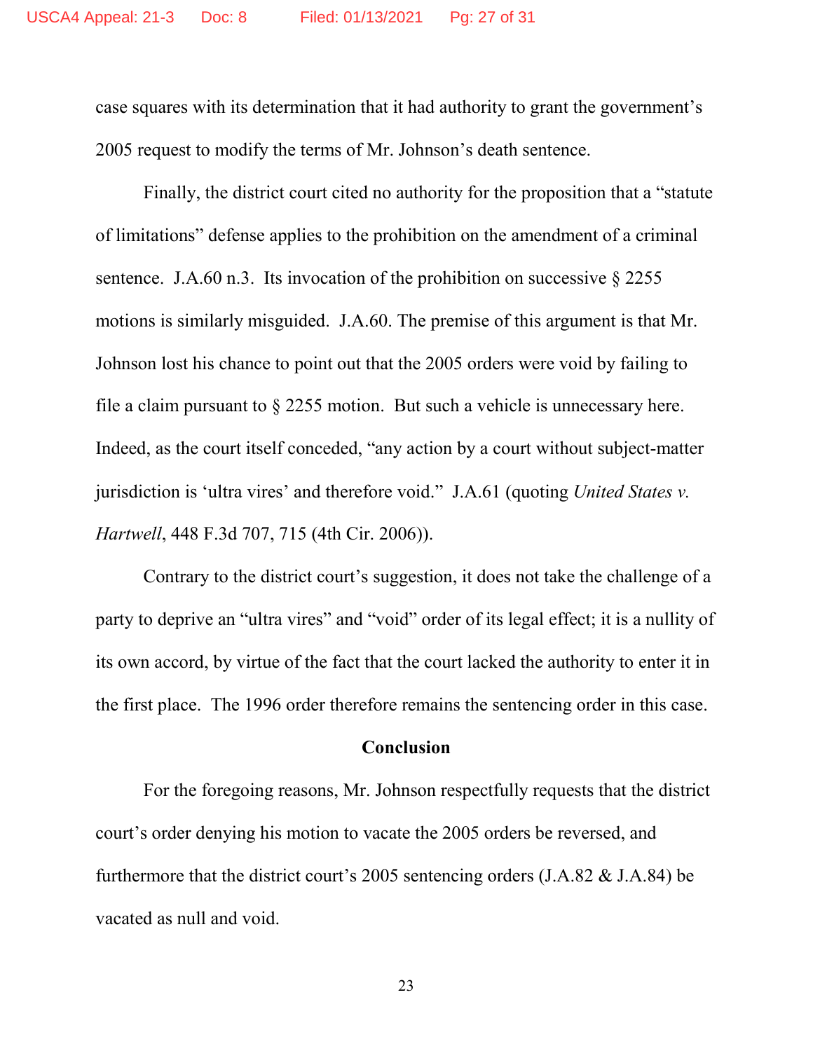case squares with its determination that it had authority to grant the government's 2005 request to modify the terms of Mr. Johnson's death sentence.

Finally, the district court cited no authority for the proposition that a "statute of limitations" defense applies to the prohibition on the amendment of a criminal sentence. J.A.60 n.3. Its invocation of the prohibition on successive § 2255 motions is similarly misguided. J.A.60. The premise of this argument is that Mr. Johnson lost his chance to point out that the 2005 orders were void by failing to file a claim pursuant to § 2255 motion. But such a vehicle is unnecessary here. Indeed, as the court itself conceded, "any action by a court without subject-matter jurisdiction is 'ultra vires' and therefore void." J.A.61 (quoting *United States v. Hartwell*, 448 F.3d 707, 715 (4th Cir. 2006)).

Contrary to the district court's suggestion, it does not take the challenge of a party to deprive an "ultra vires" and "void" order of its legal effect; it is a nullity of its own accord, by virtue of the fact that the court lacked the authority to enter it in the first place. The 1996 order therefore remains the sentencing order in this case.

## Conclusion

For the foregoing reasons, Mr. Johnson respectfully requests that the district court's order denying his motion to vacate the 2005 orders be reversed, and furthermore that the district court's 2005 sentencing orders (J.A.82 & J.A.84) be vacated as null and void.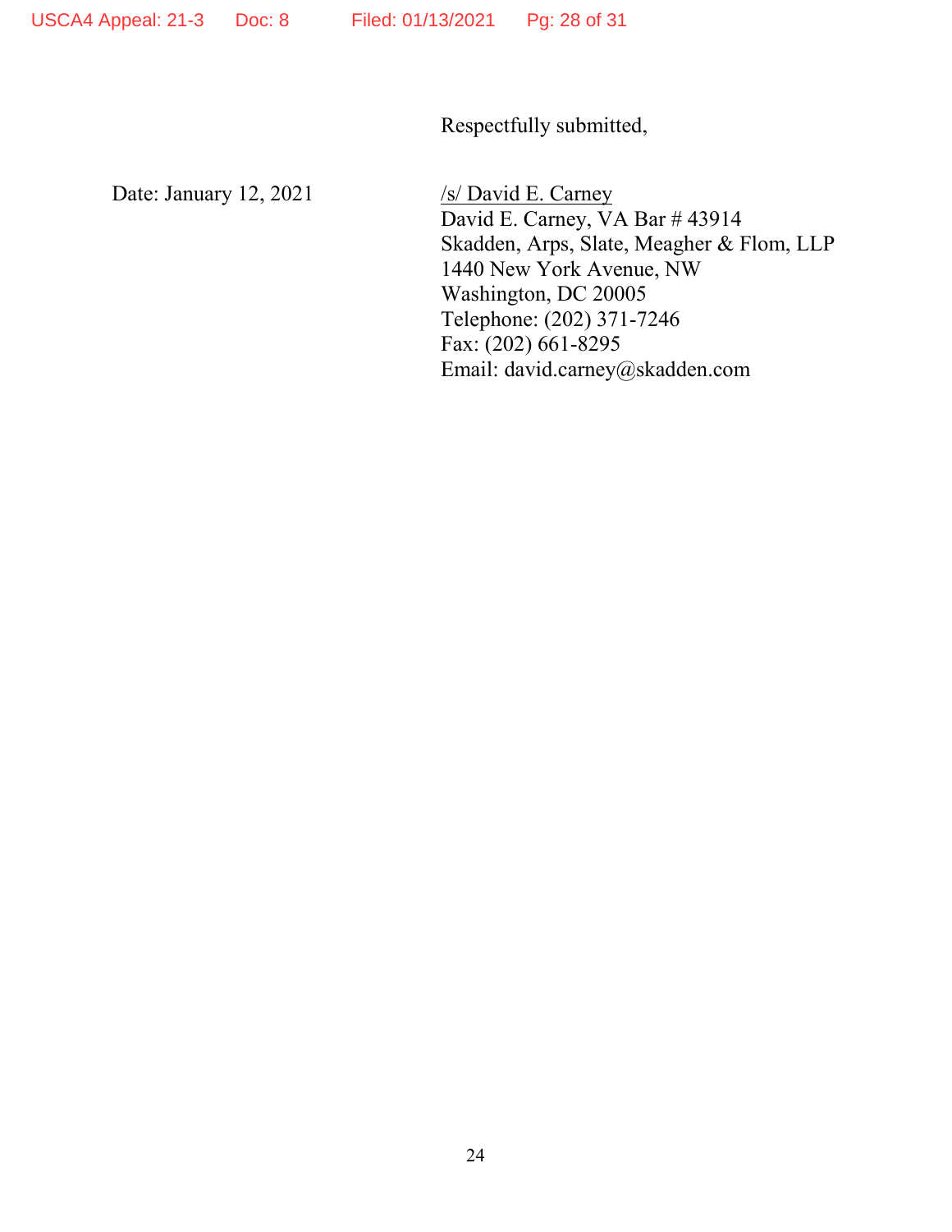Respectfully submitted,

Date: January 12, 2021

/s/ David E. Carney
David E. Carney, VA Bar # 43914
Skadden, Arps, Slate, Meagher & Flom, LLP
1440 New York Avenue, NW
Washington, DC 20005
Telephone: (202) 371-7246
Fax: (202) 661-8295
Email: david.carney@skadden.com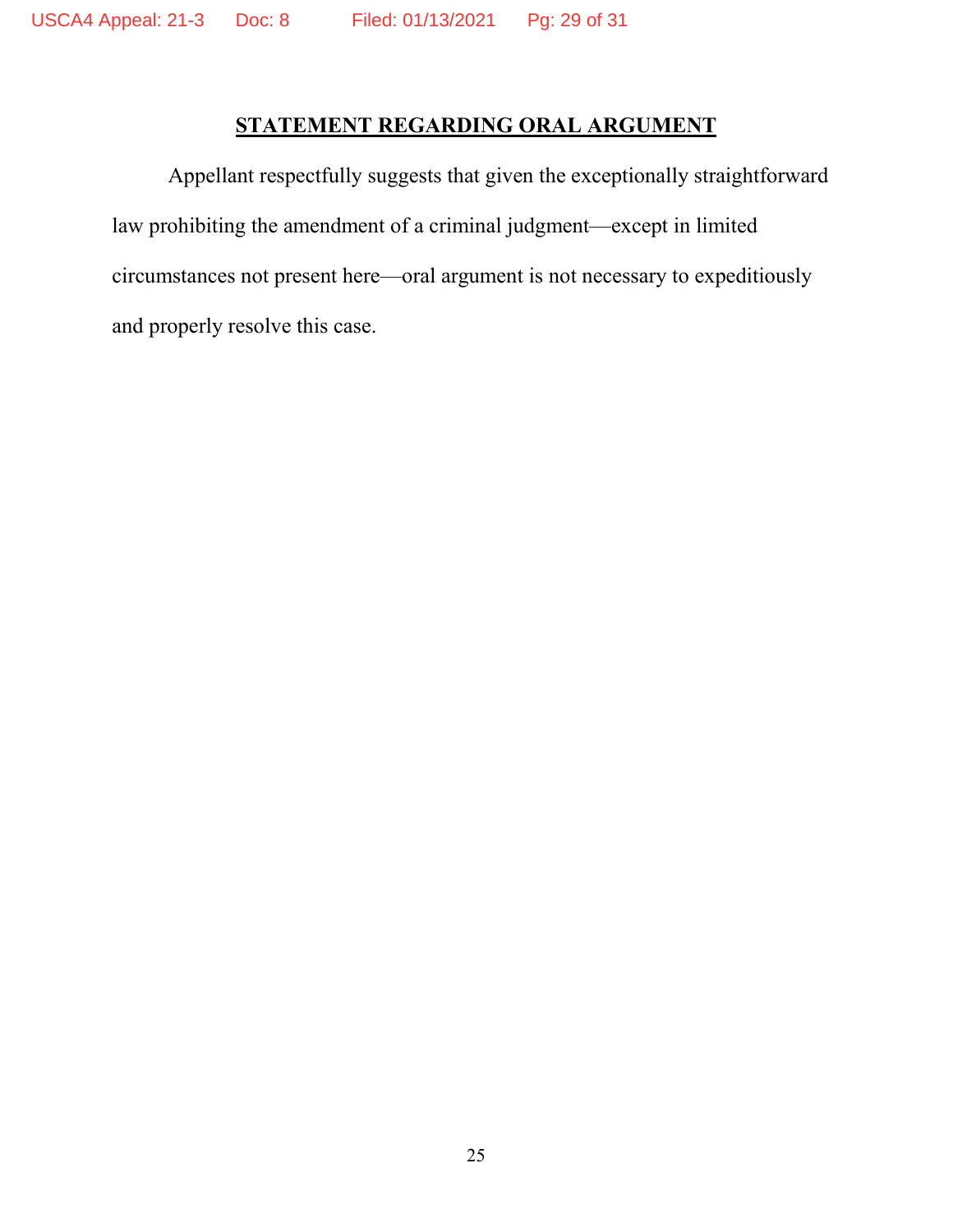## STATEMENT REGARDING ORAL ARGUMENT

Appellant respectfully suggests that given the exceptionally straightforward law prohibiting the amendment of a criminal judgment—except in limited circumstances not present here—oral argument is not necessary to expeditiously and properly resolve this case.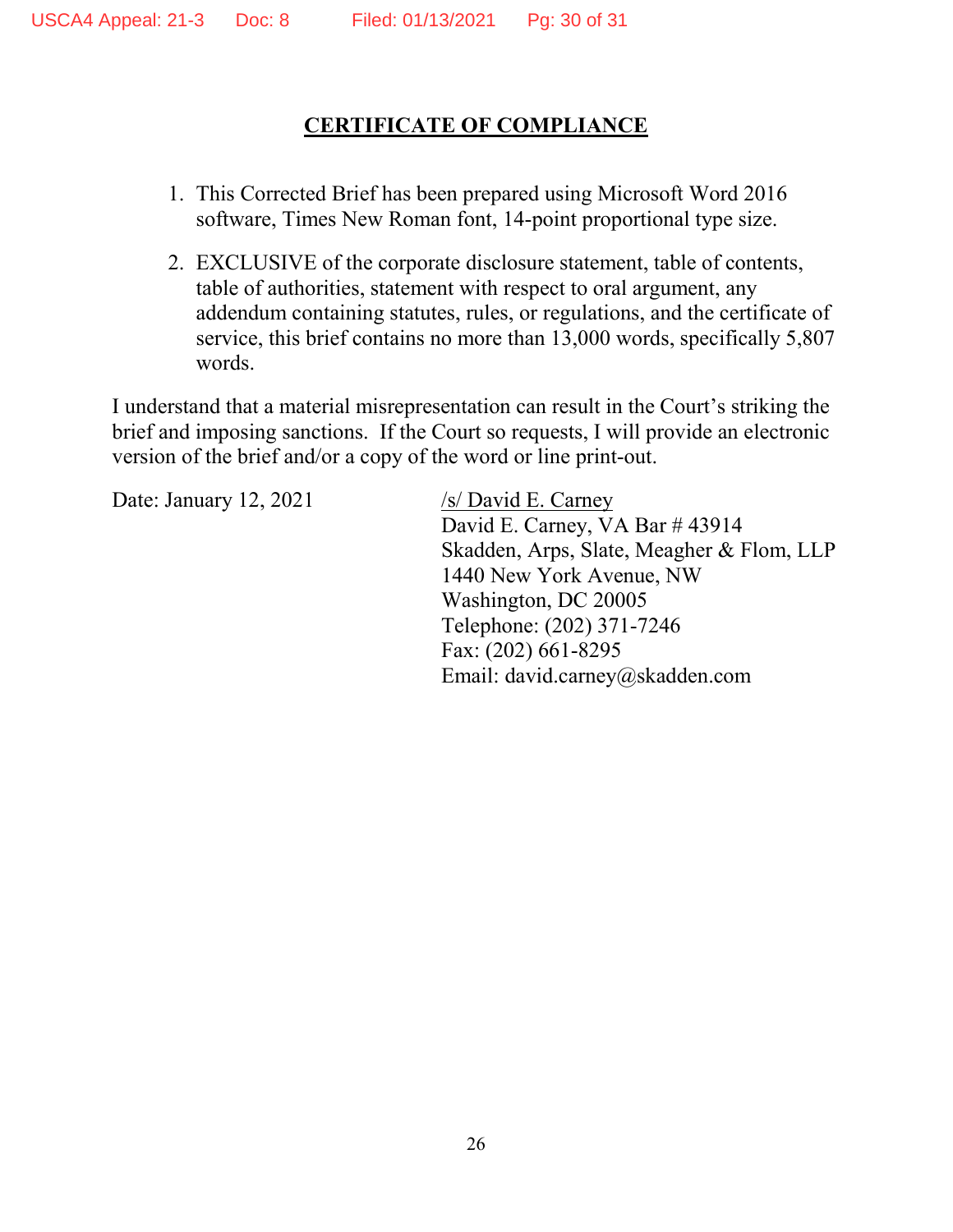## CERTIFICATE OF COMPLIANCE

1. This Corrected Brief has been prepared using Microsoft Word 2016 software, Times New Roman font, 14-point proportional type size.

2. EXCLUSIVE of the corporate disclosure statement, table of contents, table of authorities, statement with respect to oral argument, any addendum containing statutes, rules, or regulations, and the certificate of service, this brief contains no more than 13,000 words, specifically 5,807 words.

I understand that a material misrepresentation can result in the Court's striking the brief and imposing sanctions. If the Court so requests, I will provide an electronic version of the brief and/or a copy of the word or line print-out.

Date: January 12, 2021

/s/ David E. Carney
David E. Carney, VA Bar # 43914
Skadden, Arps, Slate, Meagher & Flom, LLP
1440 New York Avenue, NW
Washington, DC 20005
Telephone: (202) 371-7246
Fax: (202) 661-8295
Email: david.carney@skadden.com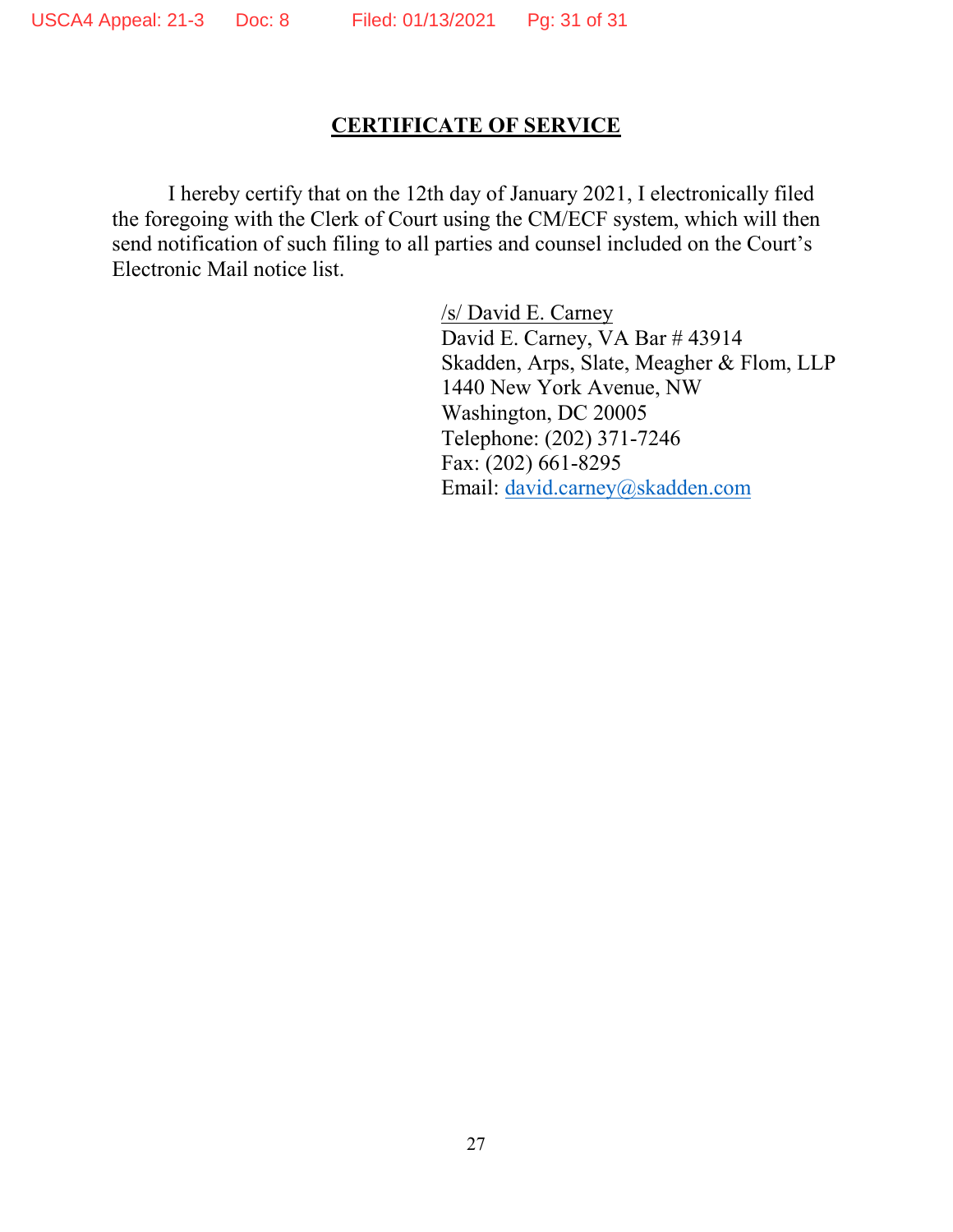## CERTIFICATE OF SERVICE

I hereby certify that on the 12th day of January 2021, I electronically filed the foregoing with the Clerk of Court using the CM/ECF system, which will then send notification of such filing to all parties and counsel included on the Court's Electronic Mail notice list.

/s/ David E. Carney
David E. Carney, VA Bar # 43914
Skadden, Arps, Slate, Meagher & Flom, LLP
1440 New York Avenue, NW
Washington, DC 20005
Telephone: (202) 371-7246
Fax: (202) 661-8295
Email: david.carney@skadden.com